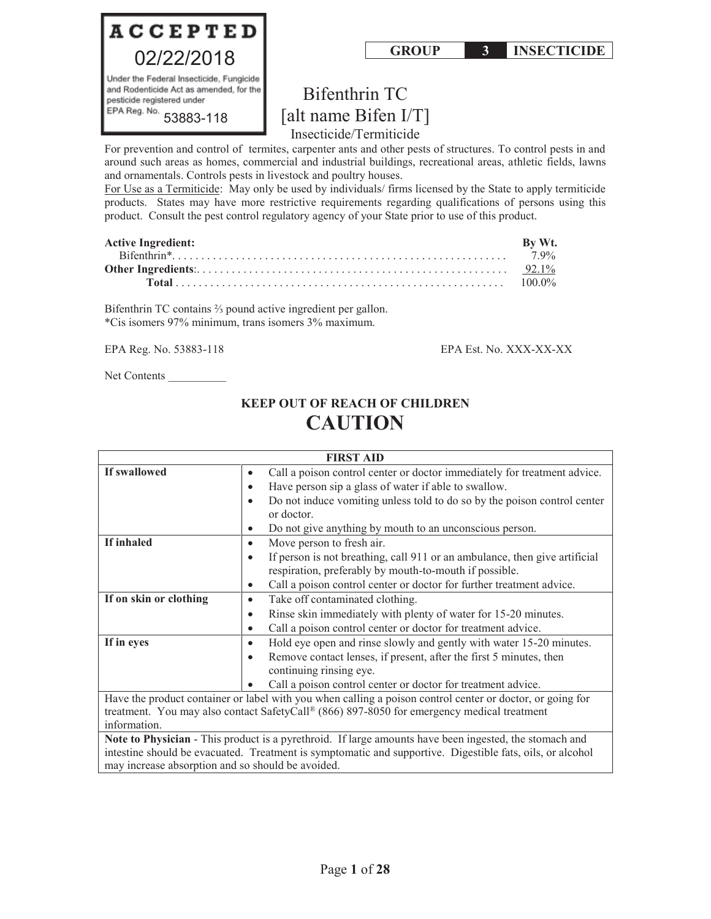**ACCEPTED**
**02/22/2018**
Under the Federal Insecticide, Fungicide and Rodenticide Act as amended, for the pesticide registered under EPA Reg. No. 53883-118

| GROUP | 3 | INSECTICIDE |
|---|---|---|

# Bifenthrin TC
# [alt name Bifen I/T]
## Insecticide/Termiticide

For prevention and control of termites, carpenter ants and other pests of structures. To control pests in and around such areas as homes, commercial and industrial buildings, recreational areas, athletic fields, lawns and ornamentals. Controls pests in livestock and poultry houses.

For Use as a Termiticide: May only be used by individuals/ firms licensed by the State to apply termiticide products. States may have more restrictive requirements regarding qualifications of persons using this product. Consult the pest control regulatory agency of your State prior to use of this product.

| **Active Ingredient:** | **By Wt.** |
|---|---|
| Bifenthrin*. . . . . . . . . . . . . . . . . . . . . . . . . . . . . . . . . . . . . . . . . . . . . . . . . . . . . | 7.9% |
| **Other Ingredients**:. . . . . . . . . . . . . . . . . . . . . . . . . . . . . . . . . . . . . . . . . . . . . . . . . . . | 92.1% |
| **Total** . . . . . . . . . . . . . . . . . . . . . . . . . . . . . . . . . . . . . . . . . . . . . . . . . . . . . . . | 100.0% |

Bifenthrin TC contains ⅔ pound active ingredient per gallon.
*Cis isomers 97% minimum, trans isomers 3% maximum.

EPA Reg. No. 53883-118 EPA Est. No. XXX-XX-XX

Net Contents __________

## KEEP OUT OF REACH OF CHILDREN
# CAUTION

| FIRST AID | |
|---|---|
| **If swallowed** | • Call a poison control center or doctor immediately for treatment advice.<br>• Have person sip a glass of water if able to swallow.<br>• Do not induce vomiting unless told to do so by the poison control center or doctor.<br>• Do not give anything by mouth to an unconscious person. |
| **If inhaled** | • Move person to fresh air.<br>• If person is not breathing, call 911 or an ambulance, then give artificial respiration, preferably by mouth-to-mouth if possible.<br>• Call a poison control center or doctor for further treatment advice. |
| **If on skin or clothing** | • Take off contaminated clothing.<br>• Rinse skin immediately with plenty of water for 15-20 minutes.<br>• Call a poison control center or doctor for treatment advice. |
| **If in eyes** | • Hold eye open and rinse slowly and gently with water 15-20 minutes.<br>• Remove contact lenses, if present, after the first 5 minutes, then continuing rinsing eye.<br>• Call a poison control center or doctor for treatment advice. |
| Have the product container or label with you when calling a poison control center or doctor, or going for treatment. You may also contact SafetyCall® (866) 897-8050 for emergency medical treatment information. | |
| **Note to Physician** - This product is a pyrethroid. If large amounts have been ingested, the stomach and intestine should be evacuated. Treatment is symptomatic and supportive. Digestible fats, oils, or alcohol may increase absorption and so should be avoided. | |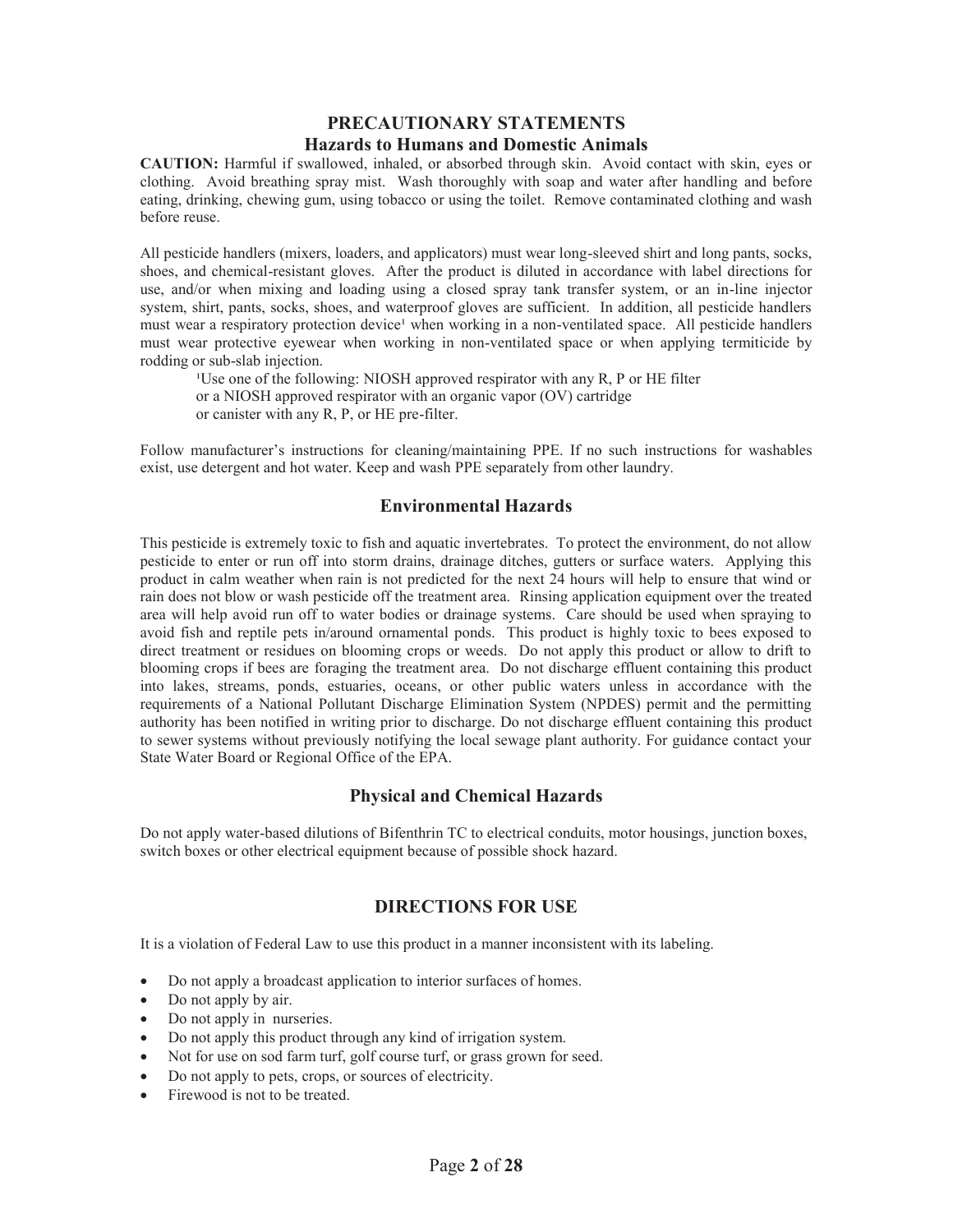## PRECAUTIONARY STATEMENTS

### Hazards to Humans and Domestic Animals

**CAUTION:** Harmful if swallowed, inhaled, or absorbed through skin. Avoid contact with skin, eyes or clothing. Avoid breathing spray mist. Wash thoroughly with soap and water after handling and before eating, drinking, chewing gum, using tobacco or using the toilet. Remove contaminated clothing and wash before reuse.

All pesticide handlers (mixers, loaders, and applicators) must wear long-sleeved shirt and long pants, socks, shoes, and chemical-resistant gloves. After the product is diluted in accordance with label directions for use, and/or when mixing and loading using a closed spray tank transfer system, or an in-line injector system, shirt, pants, socks, shoes, and waterproof gloves are sufficient. In addition, all pesticide handlers must wear a respiratory protection device[1] when working in a non-ventilated space. All pesticide handlers must wear protective eyewear when working in non-ventilated space or when applying termiticide by rodding or sub-slab injection.

[1]Use one of the following: NIOSH approved respirator with any R, P or HE filter or a NIOSH approved respirator with an organic vapor (OV) cartridge or canister with any R, P, or HE pre-filter.

Follow manufacturer's instructions for cleaning/maintaining PPE. If no such instructions for washables exist, use detergent and hot water. Keep and wash PPE separately from other laundry.

### Environmental Hazards

This pesticide is extremely toxic to fish and aquatic invertebrates. To protect the environment, do not allow pesticide to enter or run off into storm drains, drainage ditches, gutters or surface waters. Applying this product in calm weather when rain is not predicted for the next 24 hours will help to ensure that wind or rain does not blow or wash pesticide off the treatment area. Rinsing application equipment over the treated area will help avoid run off to water bodies or drainage systems. Care should be used when spraying to avoid fish and reptile pets in/around ornamental ponds. This product is highly toxic to bees exposed to direct treatment or residues on blooming crops or weeds. Do not apply this product or allow to drift to blooming crops if bees are foraging the treatment area. Do not discharge effluent containing this product into lakes, streams, ponds, estuaries, oceans, or other public waters unless in accordance with the requirements of a National Pollutant Discharge Elimination System (NPDES) permit and the permitting authority has been notified in writing prior to discharge. Do not discharge effluent containing this product to sewer systems without previously notifying the local sewage plant authority. For guidance contact your State Water Board or Regional Office of the EPA.

### Physical and Chemical Hazards

Do not apply water-based dilutions of Bifenthrin TC to electrical conduits, motor housings, junction boxes, switch boxes or other electrical equipment because of possible shock hazard.

## DIRECTIONS FOR USE

It is a violation of Federal Law to use this product in a manner inconsistent with its labeling.

- Do not apply a broadcast application to interior surfaces of homes.
- Do not apply by air.
- Do not apply in nurseries.
- Do not apply this product through any kind of irrigation system.
- Not for use on sod farm turf, golf course turf, or grass grown for seed.
- Do not apply to pets, crops, or sources of electricity.
- Firewood is not to be treated.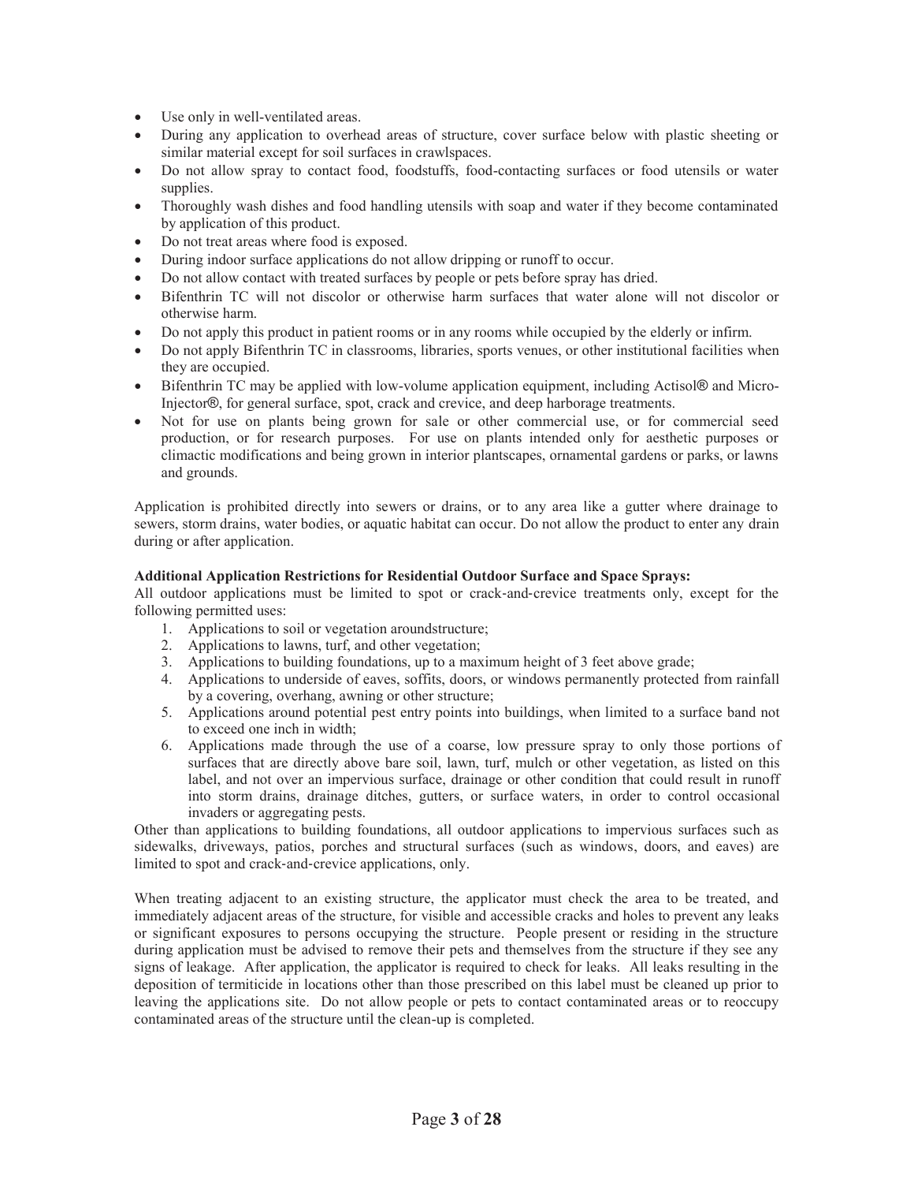- Use only in well-ventilated areas.
- During any application to overhead areas of structure, cover surface below with plastic sheeting or similar material except for soil surfaces in crawlspaces.
- Do not allow spray to contact food, foodstuffs, food-contacting surfaces or food utensils or water supplies.
- Thoroughly wash dishes and food handling utensils with soap and water if they become contaminated by application of this product.
- Do not treat areas where food is exposed.
- During indoor surface applications do not allow dripping or runoff to occur.
- Do not allow contact with treated surfaces by people or pets before spray has dried.
- Bifenthrin TC will not discolor or otherwise harm surfaces that water alone will not discolor or otherwise harm.
- Do not apply this product in patient rooms or in any rooms while occupied by the elderly or infirm.
- Do not apply Bifenthrin TC in classrooms, libraries, sports venues, or other institutional facilities when they are occupied.
- Bifenthrin TC may be applied with low-volume application equipment, including Actisol® and Micro-Injector®, for general surface, spot, crack and crevice, and deep harborage treatments.
- Not for use on plants being grown for sale or other commercial use, or for commercial seed production, or for research purposes. For use on plants intended only for aesthetic purposes or climactic modifications and being grown in interior plantscapes, ornamental gardens or parks, or lawns and grounds.

Application is prohibited directly into sewers or drains, or to any area like a gutter where drainage to sewers, storm drains, water bodies, or aquatic habitat can occur. Do not allow the product to enter any drain during or after application.

**Additional Application Restrictions for Residential Outdoor Surface and Space Sprays:**
All outdoor applications must be limited to spot or crack-and-crevice treatments only, except for the following permitted uses:

1. Applications to soil or vegetation aroundstructure;
2. Applications to lawns, turf, and other vegetation;
3. Applications to building foundations, up to a maximum height of 3 feet above grade;
4. Applications to underside of eaves, soffits, doors, or windows permanently protected from rainfall by a covering, overhang, awning or other structure;
5. Applications around potential pest entry points into buildings, when limited to a surface band not to exceed one inch in width;
6. Applications made through the use of a coarse, low pressure spray to only those portions of surfaces that are directly above bare soil, lawn, turf, mulch or other vegetation, as listed on this label, and not over an impervious surface, drainage or other condition that could result in runoff into storm drains, drainage ditches, gutters, or surface waters, in order to control occasional invaders or aggregating pests.

Other than applications to building foundations, all outdoor applications to impervious surfaces such as sidewalks, driveways, patios, porches and structural surfaces (such as windows, doors, and eaves) are limited to spot and crack-and-crevice applications, only.

When treating adjacent to an existing structure, the applicator must check the area to be treated, and immediately adjacent areas of the structure, for visible and accessible cracks and holes to prevent any leaks or significant exposures to persons occupying the structure. People present or residing in the structure during application must be advised to remove their pets and themselves from the structure if they see any signs of leakage. After application, the applicator is required to check for leaks. All leaks resulting in the deposition of termiticide in locations other than those prescribed on this label must be cleaned up prior to leaving the applications site. Do not allow people or pets to contact contaminated areas or to reoccupy contaminated areas of the structure until the clean-up is completed.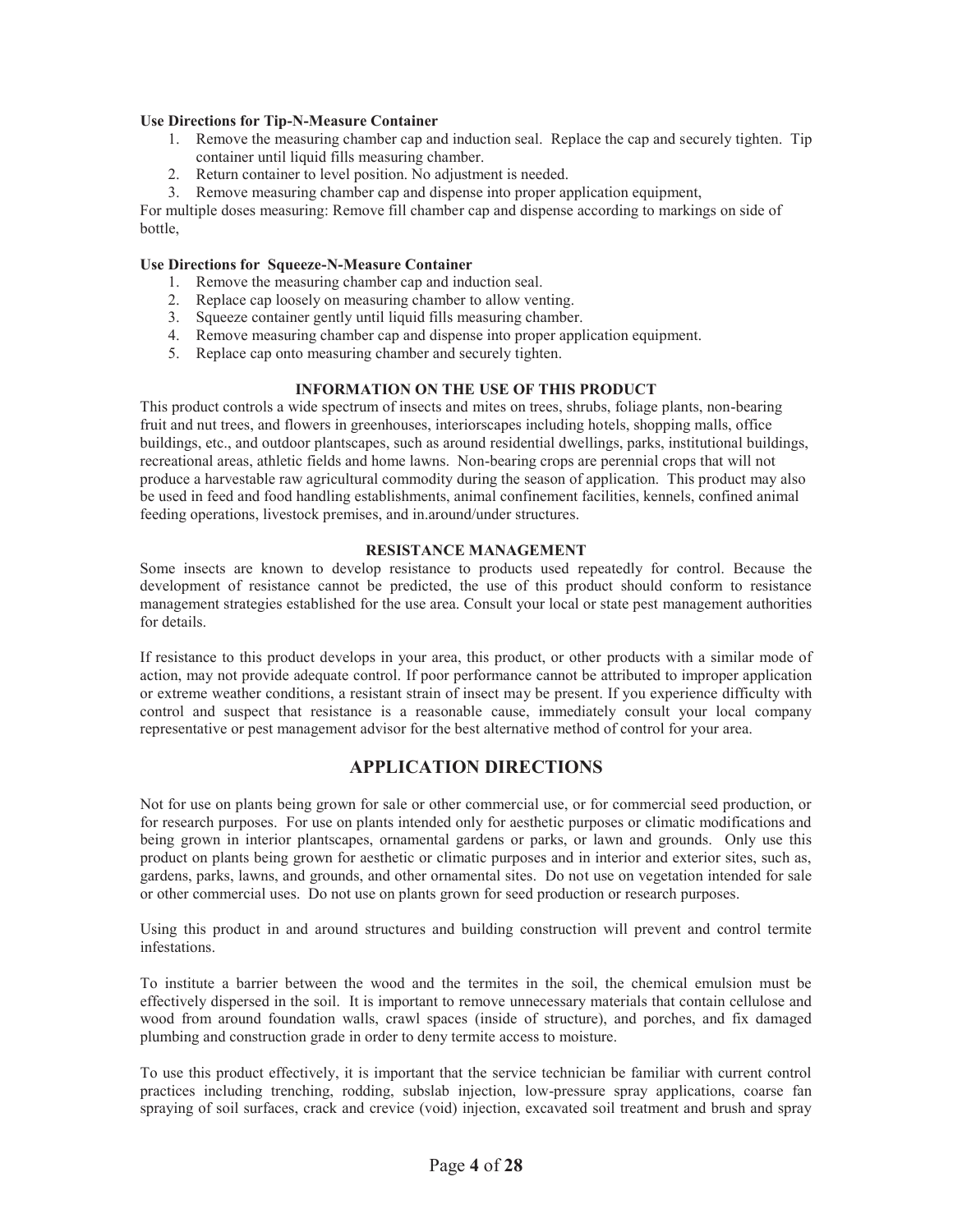**Use Directions for Tip-N-Measure Container**

1. Remove the measuring chamber cap and induction seal. Replace the cap and securely tighten. Tip container until liquid fills measuring chamber.
2. Return container to level position. No adjustment is needed.
3. Remove measuring chamber cap and dispense into proper application equipment,

For multiple doses measuring: Remove fill chamber cap and dispense according to markings on side of bottle,

**Use Directions for Squeeze-N-Measure Container**

1. Remove the measuring chamber cap and induction seal.
2. Replace cap loosely on measuring chamber to allow venting.
3. Squeeze container gently until liquid fills measuring chamber.
4. Remove measuring chamber cap and dispense into proper application equipment.
5. Replace cap onto measuring chamber and securely tighten.

**INFORMATION ON THE USE OF THIS PRODUCT**

This product controls a wide spectrum of insects and mites on trees, shrubs, foliage plants, non-bearing fruit and nut trees, and flowers in greenhouses, interiorscapes including hotels, shopping malls, office buildings, etc., and outdoor plantscapes, such as around residential dwellings, parks, institutional buildings, recreational areas, athletic fields and home lawns. Non-bearing crops are perennial crops that will not produce a harvestable raw agricultural commodity during the season of application. This product may also be used in feed and food handling establishments, animal confinement facilities, kennels, confined animal feeding operations, livestock premises, and in.around/under structures.

**RESISTANCE MANAGEMENT**

Some insects are known to develop resistance to products used repeatedly for control. Because the development of resistance cannot be predicted, the use of this product should conform to resistance management strategies established for the use area. Consult your local or state pest management authorities for details.

If resistance to this product develops in your area, this product, or other products with a similar mode of action, may not provide adequate control. If poor performance cannot be attributed to improper application or extreme weather conditions, a resistant strain of insect may be present. If you experience difficulty with control and suspect that resistance is a reasonable cause, immediately consult your local company representative or pest management advisor for the best alternative method of control for your area.

## APPLICATION DIRECTIONS

Not for use on plants being grown for sale or other commercial use, or for commercial seed production, or for research purposes. For use on plants intended only for aesthetic purposes or climatic modifications and being grown in interior plantscapes, ornamental gardens or parks, or lawn and grounds. Only use this product on plants being grown for aesthetic or climatic purposes and in interior and exterior sites, such as, gardens, parks, lawns, and grounds, and other ornamental sites. Do not use on vegetation intended for sale or other commercial uses. Do not use on plants grown for seed production or research purposes.

Using this product in and around structures and building construction will prevent and control termite infestations.

To institute a barrier between the wood and the termites in the soil, the chemical emulsion must be effectively dispersed in the soil. It is important to remove unnecessary materials that contain cellulose and wood from around foundation walls, crawl spaces (inside of structure), and porches, and fix damaged plumbing and construction grade in order to deny termite access to moisture.

To use this product effectively, it is important that the service technician be familiar with current control practices including trenching, rodding, subslab injection, low-pressure spray applications, coarse fan spraying of soil surfaces, crack and crevice (void) injection, excavated soil treatment and brush and spray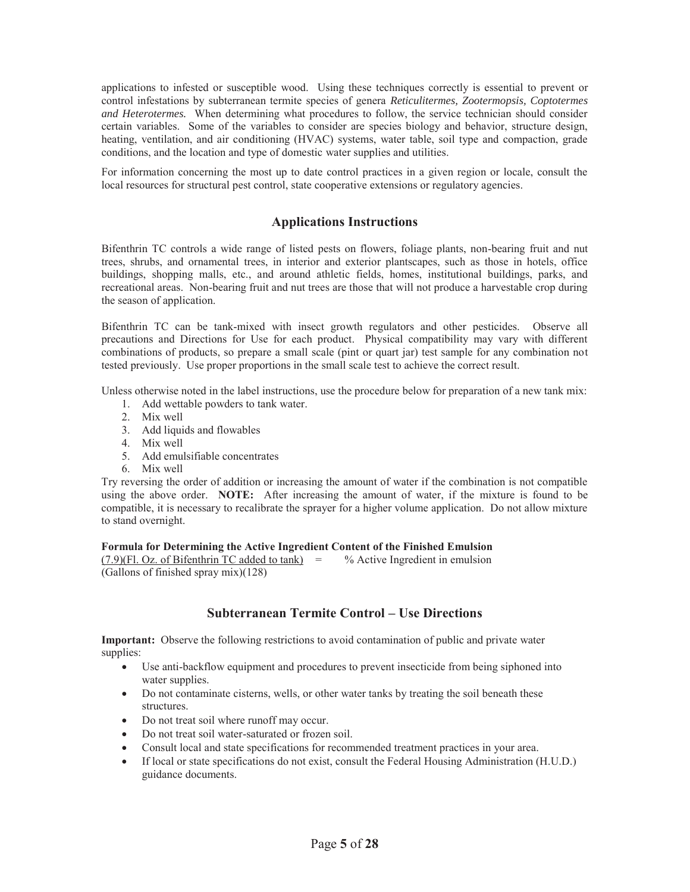applications to infested or susceptible wood. Using these techniques correctly is essential to prevent or control infestations by subterranean termite species of genera *Reticulitermes, Zootermopsis, Coptotermes and Heterotermes.* When determining what procedures to follow, the service technician should consider certain variables. Some of the variables to consider are species biology and behavior, structure design, heating, ventilation, and air conditioning (HVAC) systems, water table, soil type and compaction, grade conditions, and the location and type of domestic water supplies and utilities.

For information concerning the most up to date control practices in a given region or locale, consult the local resources for structural pest control, state cooperative extensions or regulatory agencies.

## Applications Instructions

Bifenthrin TC controls a wide range of listed pests on flowers, foliage plants, non-bearing fruit and nut trees, shrubs, and ornamental trees, in interior and exterior plantscapes, such as those in hotels, office buildings, shopping malls, etc., and around athletic fields, homes, institutional buildings, parks, and recreational areas. Non-bearing fruit and nut trees are those that will not produce a harvestable crop during the season of application.

Bifenthrin TC can be tank-mixed with insect growth regulators and other pesticides. Observe all precautions and Directions for Use for each product. Physical compatibility may vary with different combinations of products, so prepare a small scale (pint or quart jar) test sample for any combination not tested previously. Use proper proportions in the small scale test to achieve the correct result.

Unless otherwise noted in the label instructions, use the procedure below for preparation of a new tank mix:

1. Add wettable powders to tank water.
2. Mix well
3. Add liquids and flowables
4. Mix well
5. Add emulsifiable concentrates
6. Mix well

Try reversing the order of addition or increasing the amount of water if the combination is not compatible using the above order. **NOTE:** After increasing the amount of water, if the mixture is found to be compatible, it is necessary to recalibrate the sprayer for a higher volume application. Do not allow mixture to stand overnight.

**Formula for Determining the Active Ingredient Content of the Finished Emulsion**

$$\frac{(7.9)(\text{Fl. Oz. of Bifenthrin TC added to tank})}{(\text{Gallons of finished spray mix})(128)} = \text{\% Active Ingredient in emulsion}$$

## Subterranean Termite Control – Use Directions

**Important:** Observe the following restrictions to avoid contamination of public and private water supplies:

- Use anti-backflow equipment and procedures to prevent insecticide from being siphoned into water supplies.
- Do not contaminate cisterns, wells, or other water tanks by treating the soil beneath these structures.
- Do not treat soil where runoff may occur.
- Do not treat soil water-saturated or frozen soil.
- Consult local and state specifications for recommended treatment practices in your area.
- If local or state specifications do not exist, consult the Federal Housing Administration (H.U.D.) guidance documents.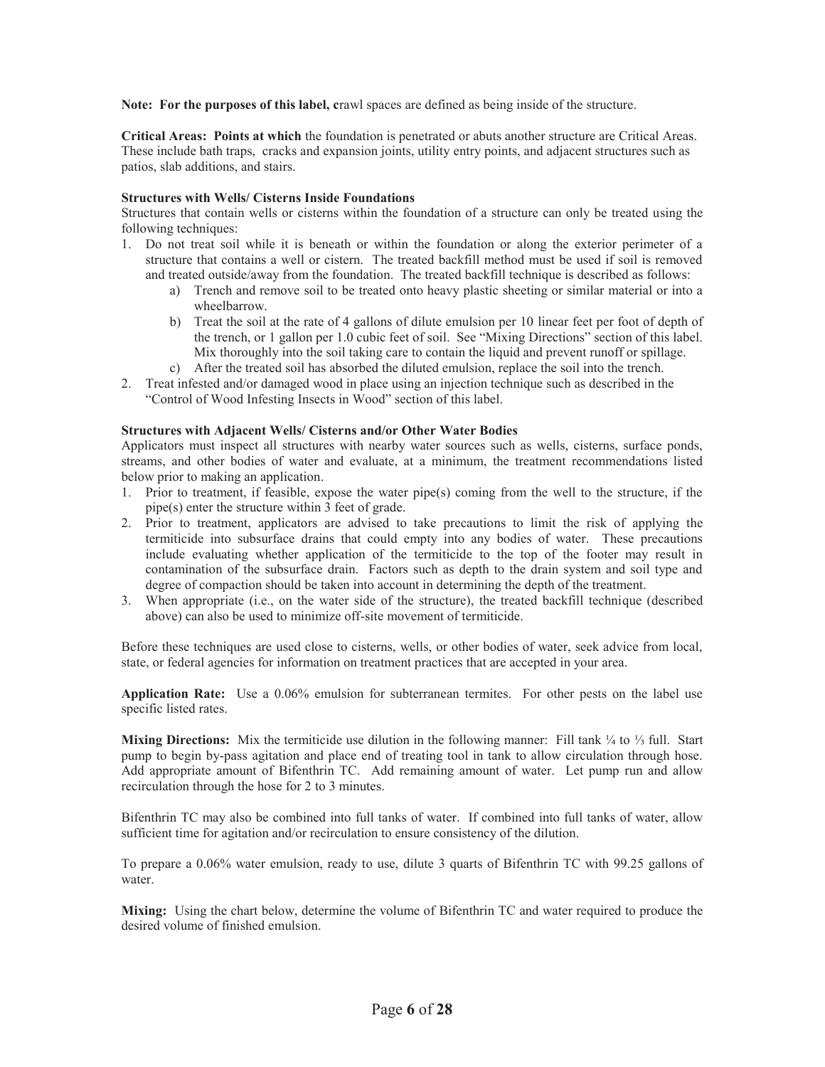**Note: For the purposes of this label, c**rawl spaces are defined as being inside of the structure.

**Critical Areas: Points at which** the foundation is penetrated or abuts another structure are Critical Areas. These include bath traps, cracks and expansion joints, utility entry points, and adjacent structures such as patios, slab additions, and stairs.

**Structures with Wells/ Cisterns Inside Foundations**

Structures that contain wells or cisterns within the foundation of a structure can only be treated using the following techniques:

1. Do not treat soil while it is beneath or within the foundation or along the exterior perimeter of a structure that contains a well or cistern. The treated backfill method must be used if soil is removed and treated outside/away from the foundation. The treated backfill technique is described as follows:
   a) Trench and remove soil to be treated onto heavy plastic sheeting or similar material or into a wheelbarrow.
   b) Treat the soil at the rate of 4 gallons of dilute emulsion per 10 linear feet per foot of depth of the trench, or 1 gallon per 1.0 cubic feet of soil. See "Mixing Directions" section of this label. Mix thoroughly into the soil taking care to contain the liquid and prevent runoff or spillage.
   c) After the treated soil has absorbed the diluted emulsion, replace the soil into the trench.
2. Treat infested and/or damaged wood in place using an injection technique such as described in the "Control of Wood Infesting Insects in Wood" section of this label.

**Structures with Adjacent Wells/ Cisterns and/or Other Water Bodies**

Applicators must inspect all structures with nearby water sources such as wells, cisterns, surface ponds, streams, and other bodies of water and evaluate, at a minimum, the treatment recommendations listed below prior to making an application.

1. Prior to treatment, if feasible, expose the water pipe(s) coming from the well to the structure, if the pipe(s) enter the structure within 3 feet of grade.
2. Prior to treatment, applicators are advised to take precautions to limit the risk of applying the termiticide into subsurface drains that could empty into any bodies of water. These precautions include evaluating whether application of the termiticide to the top of the footer may result in contamination of the subsurface drain. Factors such as depth to the drain system and soil type and degree of compaction should be taken into account in determining the depth of the treatment.
3. When appropriate (i.e., on the water side of the structure), the treated backfill technique (described above) can also be used to minimize off-site movement of termiticide.

Before these techniques are used close to cisterns, wells, or other bodies of water, seek advice from local, state, or federal agencies for information on treatment practices that are accepted in your area.

**Application Rate:** Use a 0.06% emulsion for subterranean termites. For other pests on the label use specific listed rates.

**Mixing Directions:** Mix the termiticide use dilution in the following manner: Fill tank ¼ to ⅓ full. Start pump to begin by-pass agitation and place end of treating tool in tank to allow circulation through hose. Add appropriate amount of Bifenthrin TC. Add remaining amount of water. Let pump run and allow recirculation through the hose for 2 to 3 minutes.

Bifenthrin TC may also be combined into full tanks of water. If combined into full tanks of water, allow sufficient time for agitation and/or recirculation to ensure consistency of the dilution.

To prepare a 0.06% water emulsion, ready to use, dilute 3 quarts of Bifenthrin TC with 99.25 gallons of water.

**Mixing:** Using the chart below, determine the volume of Bifenthrin TC and water required to produce the desired volume of finished emulsion.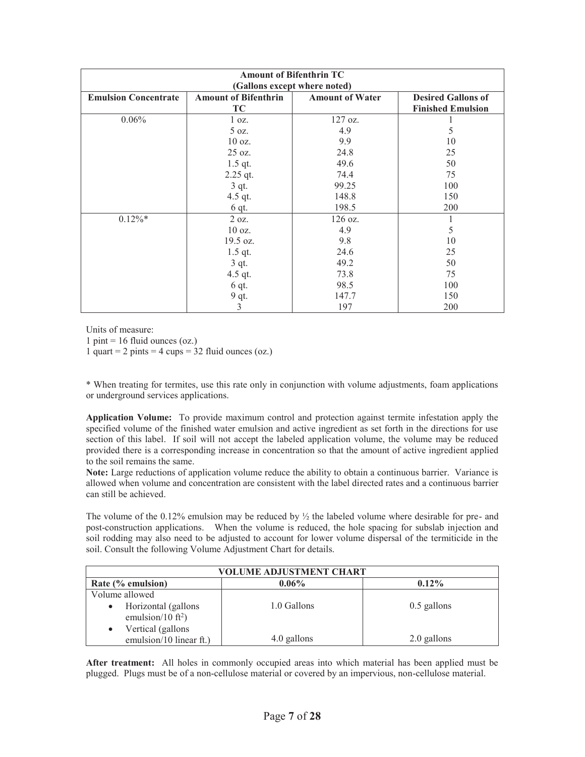| Amount of Bifenthrin TC (Gallons except where noted) | | | |
|---|---|---|---|
| **Emulsion Concentrate** | **Amount of Bifenthrin TC** | **Amount of Water** | **Desired Gallons of Finished Emulsion** |
| 0.06% | 1 oz. | 127 oz. | 1 |
| | 5 oz. | 4.9 | 5 |
| | 10 oz. | 9.9 | 10 |
| | 25 oz. | 24.8 | 25 |
| | 1.5 qt. | 49.6 | 50 |
| | 2.25 qt. | 74.4 | 75 |
| | 3 qt. | 99.25 | 100 |
| | 4.5 qt. | 148.8 | 150 |
| | 6 qt. | 198.5 | 200 |
| 0.12%* | 2 oz. | 126 oz. | 1 |
| | 10 oz. | 4.9 | 5 |
| | 19.5 oz. | 9.8 | 10 |
| | 1.5 qt. | 24.6 | 25 |
| | 3 qt. | 49.2 | 50 |
| | 4.5 qt. | 73.8 | 75 |
| | 6 qt. | 98.5 | 100 |
| | 9 qt. | 147.7 | 150 |
| | 3 | 197 | 200 |

Units of measure:
1 pint = 16 fluid ounces (oz.)
1 quart = 2 pints = 4 cups = 32 fluid ounces (oz.)

* When treating for termites, use this rate only in conjunction with volume adjustments, foam applications or underground services applications.

**Application Volume:** To provide maximum control and protection against termite infestation apply the specified volume of the finished water emulsion and active ingredient as set forth in the directions for use section of this label. If soil will not accept the labeled application volume, the volume may be reduced provided there is a corresponding increase in concentration so that the amount of active ingredient applied to the soil remains the same.

**Note:** Large reductions of application volume reduce the ability to obtain a continuous barrier. Variance is allowed when volume and concentration are consistent with the label directed rates and a continuous barrier can still be achieved.

The volume of the 0.12% emulsion may be reduced by ½ the labeled volume where desirable for pre- and post-construction applications. When the volume is reduced, the hole spacing for subslab injection and soil rodding may also need to be adjusted to account for lower volume dispersal of the termiticide in the soil. Consult the following Volume Adjustment Chart for details.

| VOLUME ADJUSTMENT CHART | | |
|---|---|---|
| **Rate (% emulsion)** | **0.06%** | **0.12%** |
| Volume allowed | | |
| • Horizontal (gallons emulsion/10 $ft^2$) | 1.0 Gallons | 0.5 gallons |
| • Vertical (gallons emulsion/10 linear ft.) | 4.0 gallons | 2.0 gallons |

**After treatment:** All holes in commonly occupied areas into which material has been applied must be plugged. Plugs must be of a non-cellulose material or covered by an impervious, non-cellulose material.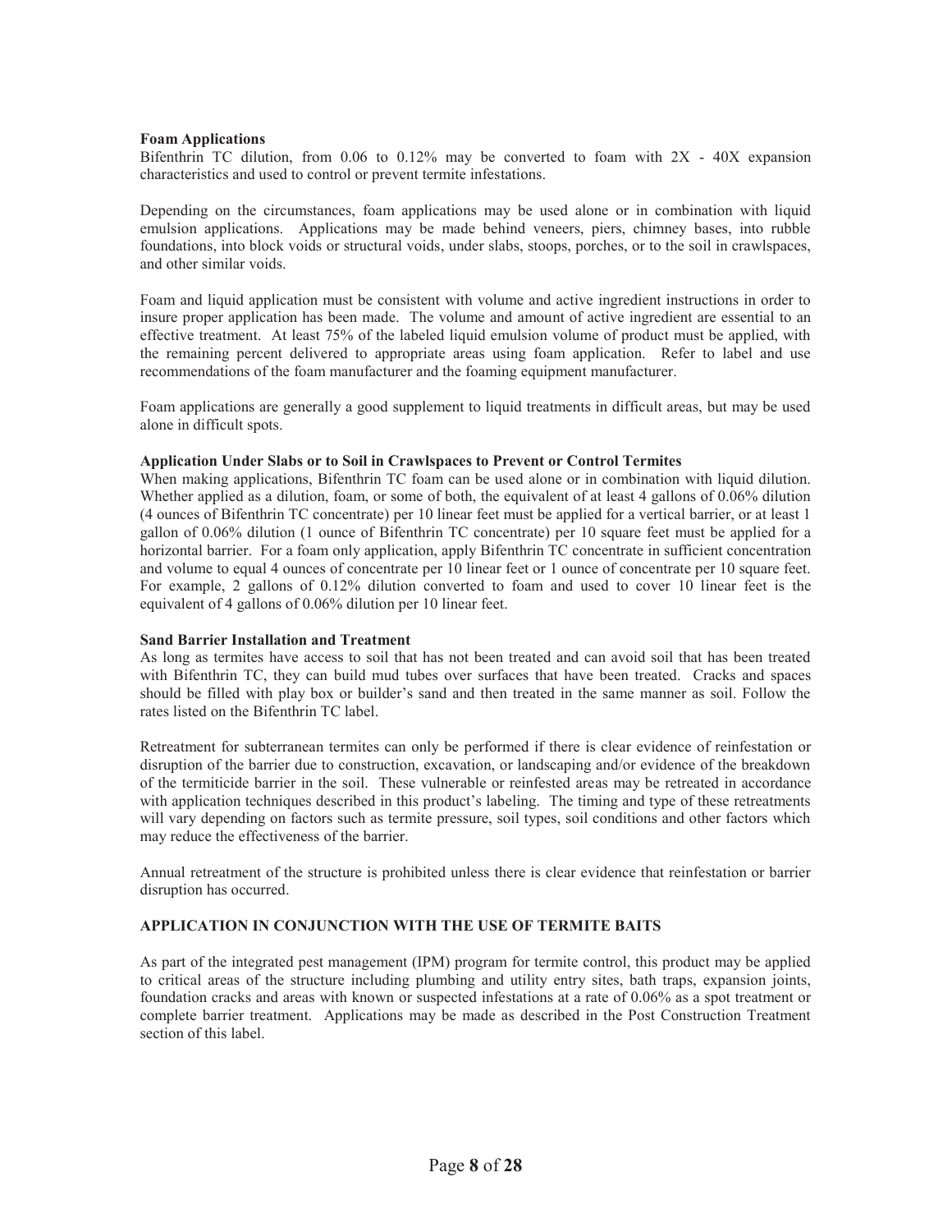**Foam Applications**

Bifenthrin TC dilution, from 0.06 to 0.12% may be converted to foam with 2X - 40X expansion characteristics and used to control or prevent termite infestations.

Depending on the circumstances, foam applications may be used alone or in combination with liquid emulsion applications. Applications may be made behind veneers, piers, chimney bases, into rubble foundations, into block voids or structural voids, under slabs, stoops, porches, or to the soil in crawlspaces, and other similar voids.

Foam and liquid application must be consistent with volume and active ingredient instructions in order to insure proper application has been made. The volume and amount of active ingredient are essential to an effective treatment. At least 75% of the labeled liquid emulsion volume of product must be applied, with the remaining percent delivered to appropriate areas using foam application. Refer to label and use recommendations of the foam manufacturer and the foaming equipment manufacturer.

Foam applications are generally a good supplement to liquid treatments in difficult areas, but may be used alone in difficult spots.

**Application Under Slabs or to Soil in Crawlspaces to Prevent or Control Termites**

When making applications, Bifenthrin TC foam can be used alone or in combination with liquid dilution. Whether applied as a dilution, foam, or some of both, the equivalent of at least 4 gallons of 0.06% dilution (4 ounces of Bifenthrin TC concentrate) per 10 linear feet must be applied for a vertical barrier, or at least 1 gallon of 0.06% dilution (1 ounce of Bifenthrin TC concentrate) per 10 square feet must be applied for a horizontal barrier. For a foam only application, apply Bifenthrin TC concentrate in sufficient concentration and volume to equal 4 ounces of concentrate per 10 linear feet or 1 ounce of concentrate per 10 square feet. For example, 2 gallons of 0.12% dilution converted to foam and used to cover 10 linear feet is the equivalent of 4 gallons of 0.06% dilution per 10 linear feet.

**Sand Barrier Installation and Treatment**

As long as termites have access to soil that has not been treated and can avoid soil that has been treated with Bifenthrin TC, they can build mud tubes over surfaces that have been treated. Cracks and spaces should be filled with play box or builder's sand and then treated in the same manner as soil. Follow the rates listed on the Bifenthrin TC label.

Retreatment for subterranean termites can only be performed if there is clear evidence of reinfestation or disruption of the barrier due to construction, excavation, or landscaping and/or evidence of the breakdown of the termiticide barrier in the soil. These vulnerable or reinfested areas may be retreated in accordance with application techniques described in this product's labeling. The timing and type of these retreatments will vary depending on factors such as termite pressure, soil types, soil conditions and other factors which may reduce the effectiveness of the barrier.

Annual retreatment of the structure is prohibited unless there is clear evidence that reinfestation or barrier disruption has occurred.

**APPLICATION IN CONJUNCTION WITH THE USE OF TERMITE BAITS**

As part of the integrated pest management (IPM) program for termite control, this product may be applied to critical areas of the structure including plumbing and utility entry sites, bath traps, expansion joints, foundation cracks and areas with known or suspected infestations at a rate of 0.06% as a spot treatment or complete barrier treatment. Applications may be made as described in the Post Construction Treatment section of this label.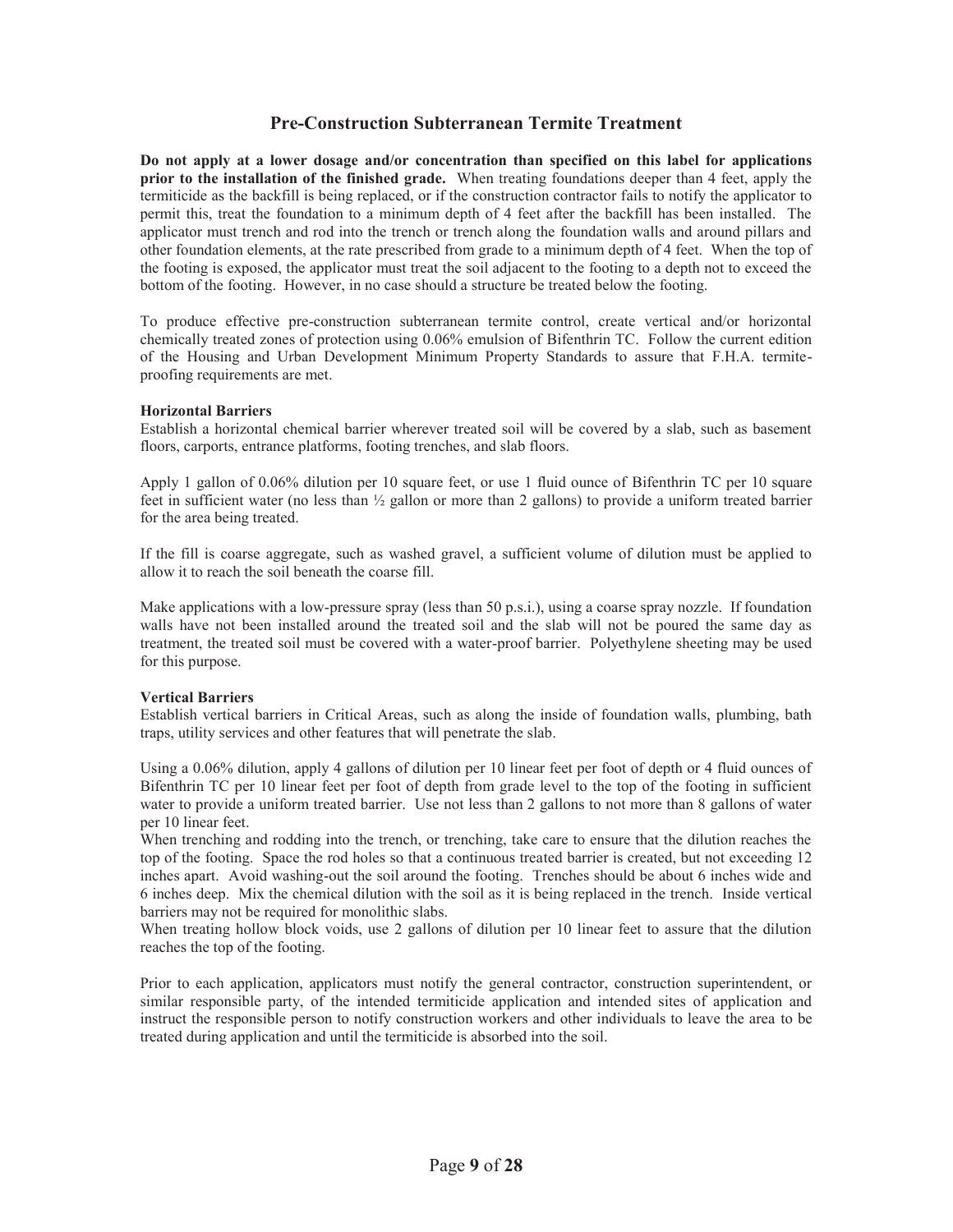## Pre-Construction Subterranean Termite Treatment

**Do not apply at a lower dosage and/or concentration than specified on this label for applications prior to the installation of the finished grade.** When treating foundations deeper than 4 feet, apply the termiticide as the backfill is being replaced, or if the construction contractor fails to notify the applicator to permit this, treat the foundation to a minimum depth of 4 feet after the backfill has been installed. The applicator must trench and rod into the trench or trench along the foundation walls and around pillars and other foundation elements, at the rate prescribed from grade to a minimum depth of 4 feet. When the top of the footing is exposed, the applicator must treat the soil adjacent to the footing to a depth not to exceed the bottom of the footing. However, in no case should a structure be treated below the footing.

To produce effective pre-construction subterranean termite control, create vertical and/or horizontal chemically treated zones of protection using 0.06% emulsion of Bifenthrin TC. Follow the current edition of the Housing and Urban Development Minimum Property Standards to assure that F.H.A. termite-proofing requirements are met.

**Horizontal Barriers**

Establish a horizontal chemical barrier wherever treated soil will be covered by a slab, such as basement floors, carports, entrance platforms, footing trenches, and slab floors.

Apply 1 gallon of 0.06% dilution per 10 square feet, or use 1 fluid ounce of Bifenthrin TC per 10 square feet in sufficient water (no less than ½ gallon or more than 2 gallons) to provide a uniform treated barrier for the area being treated.

If the fill is coarse aggregate, such as washed gravel, a sufficient volume of dilution must be applied to allow it to reach the soil beneath the coarse fill.

Make applications with a low-pressure spray (less than 50 p.s.i.), using a coarse spray nozzle. If foundation walls have not been installed around the treated soil and the slab will not be poured the same day as treatment, the treated soil must be covered with a water-proof barrier. Polyethylene sheeting may be used for this purpose.

**Vertical Barriers**

Establish vertical barriers in Critical Areas, such as along the inside of foundation walls, plumbing, bath traps, utility services and other features that will penetrate the slab.

Using a 0.06% dilution, apply 4 gallons of dilution per 10 linear feet per foot of depth or 4 fluid ounces of Bifenthrin TC per 10 linear feet per foot of depth from grade level to the top of the footing in sufficient water to provide a uniform treated barrier. Use not less than 2 gallons to not more than 8 gallons of water per 10 linear feet.

When trenching and rodding into the trench, or trenching, take care to ensure that the dilution reaches the top of the footing. Space the rod holes so that a continuous treated barrier is created, but not exceeding 12 inches apart. Avoid washing-out the soil around the footing. Trenches should be about 6 inches wide and 6 inches deep. Mix the chemical dilution with the soil as it is being replaced in the trench. Inside vertical barriers may not be required for monolithic slabs.

When treating hollow block voids, use 2 gallons of dilution per 10 linear feet to assure that the dilution reaches the top of the footing.

Prior to each application, applicators must notify the general contractor, construction superintendent, or similar responsible party, of the intended termiticide application and intended sites of application and instruct the responsible person to notify construction workers and other individuals to leave the area to be treated during application and until the termiticide is absorbed into the soil.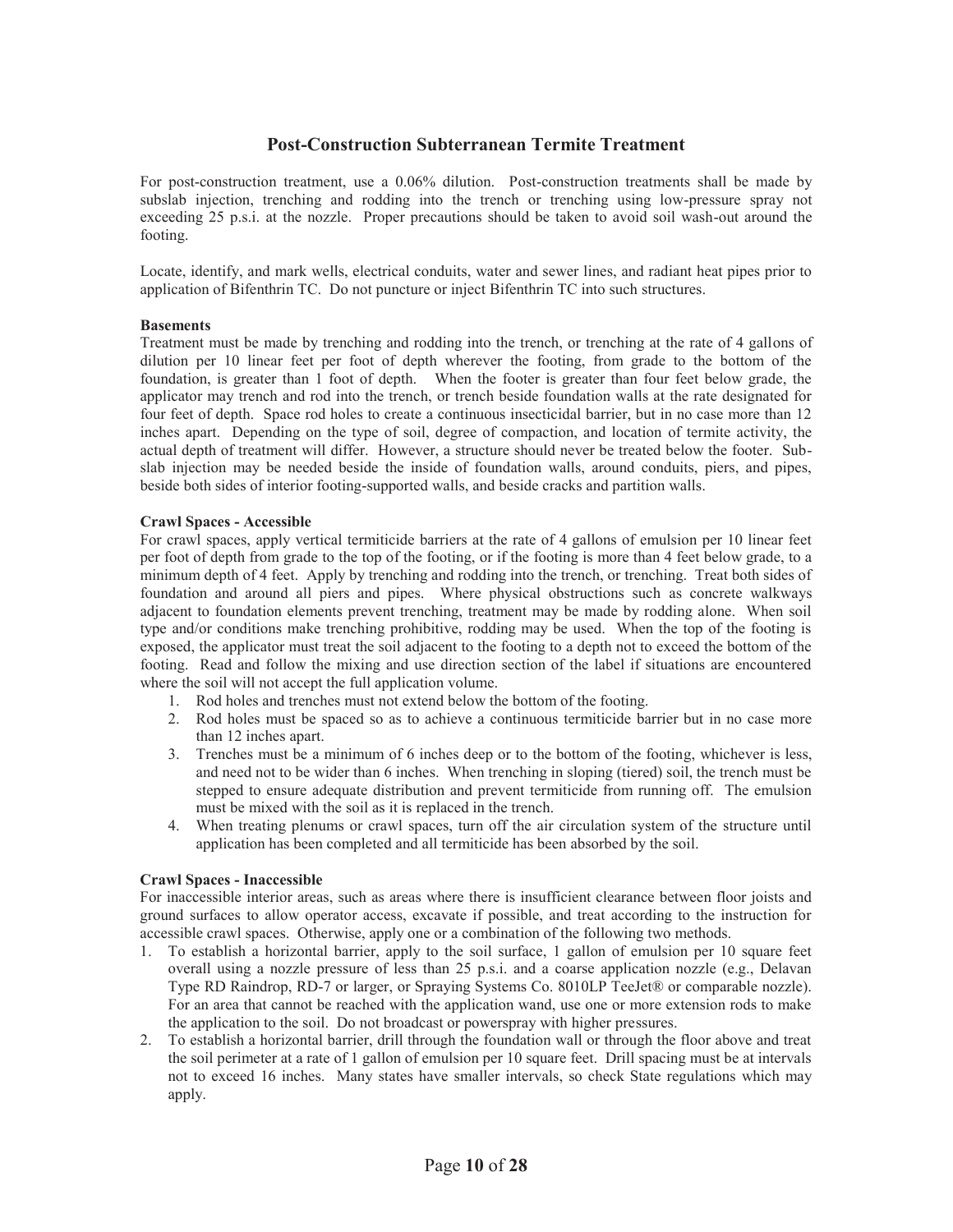## Post-Construction Subterranean Termite Treatment

For post-construction treatment, use a 0.06% dilution. Post-construction treatments shall be made by subslab injection, trenching and rodding into the trench or trenching using low-pressure spray not exceeding 25 p.s.i. at the nozzle. Proper precautions should be taken to avoid soil wash-out around the footing.

Locate, identify, and mark wells, electrical conduits, water and sewer lines, and radiant heat pipes prior to application of Bifenthrin TC. Do not puncture or inject Bifenthrin TC into such structures.

**Basements**

Treatment must be made by trenching and rodding into the trench, or trenching at the rate of 4 gallons of dilution per 10 linear feet per foot of depth wherever the footing, from grade to the bottom of the foundation, is greater than 1 foot of depth. When the footer is greater than four feet below grade, the applicator may trench and rod into the trench, or trench beside foundation walls at the rate designated for four feet of depth. Space rod holes to create a continuous insecticidal barrier, but in no case more than 12 inches apart. Depending on the type of soil, degree of compaction, and location of termite activity, the actual depth of treatment will differ. However, a structure should never be treated below the footer. Sub-slab injection may be needed beside the inside of foundation walls, around conduits, piers, and pipes, beside both sides of interior footing-supported walls, and beside cracks and partition walls.

**Crawl Spaces - Accessible**

For crawl spaces, apply vertical termiticide barriers at the rate of 4 gallons of emulsion per 10 linear feet per foot of depth from grade to the top of the footing, or if the footing is more than 4 feet below grade, to a minimum depth of 4 feet. Apply by trenching and rodding into the trench, or trenching. Treat both sides of foundation and around all piers and pipes. Where physical obstructions such as concrete walkways adjacent to foundation elements prevent trenching, treatment may be made by rodding alone. When soil type and/or conditions make trenching prohibitive, rodding may be used. When the top of the footing is exposed, the applicator must treat the soil adjacent to the footing to a depth not to exceed the bottom of the footing. Read and follow the mixing and use direction section of the label if situations are encountered where the soil will not accept the full application volume.

1. Rod holes and trenches must not extend below the bottom of the footing.
2. Rod holes must be spaced so as to achieve a continuous termiticide barrier but in no case more than 12 inches apart.
3. Trenches must be a minimum of 6 inches deep or to the bottom of the footing, whichever is less, and need not to be wider than 6 inches. When trenching in sloping (tiered) soil, the trench must be stepped to ensure adequate distribution and prevent termiticide from running off. The emulsion must be mixed with the soil as it is replaced in the trench.
4. When treating plenums or crawl spaces, turn off the air circulation system of the structure until application has been completed and all termiticide has been absorbed by the soil.

**Crawl Spaces - Inaccessible**

For inaccessible interior areas, such as areas where there is insufficient clearance between floor joists and ground surfaces to allow operator access, excavate if possible, and treat according to the instruction for accessible crawl spaces. Otherwise, apply one or a combination of the following two methods.

1. To establish a horizontal barrier, apply to the soil surface, 1 gallon of emulsion per 10 square feet overall using a nozzle pressure of less than 25 p.s.i. and a coarse application nozzle (e.g., Delavan Type RD Raindrop, RD-7 or larger, or Spraying Systems Co. 8010LP TeeJet® or comparable nozzle). For an area that cannot be reached with the application wand, use one or more extension rods to make the application to the soil. Do not broadcast or powerspray with higher pressures.
2. To establish a horizontal barrier, drill through the foundation wall or through the floor above and treat the soil perimeter at a rate of 1 gallon of emulsion per 10 square feet. Drill spacing must be at intervals not to exceed 16 inches. Many states have smaller intervals, so check State regulations which may apply.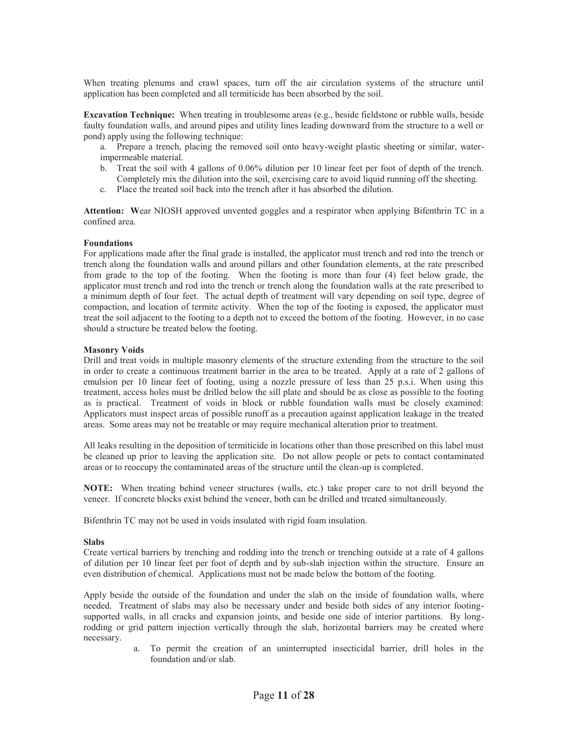When treating plenums and crawl spaces, turn off the air circulation systems of the structure until application has been completed and all termiticide has been absorbed by the soil.

**Excavation Technique:** When treating in troublesome areas (e.g., beside fieldstone or rubble walls, beside faulty foundation walls, and around pipes and utility lines leading downward from the structure to a well or pond) apply using the following technique:

a. Prepare a trench, placing the removed soil onto heavy-weight plastic sheeting or similar, water-impermeable material.
b. Treat the soil with 4 gallons of 0.06% dilution per 10 linear feet per foot of depth of the trench. Completely mix the dilution into the soil, exercising care to avoid liquid running off the sheeting.
c. Place the treated soil back into the trench after it has absorbed the dilution.

**Attention: W**ear NIOSH approved unvented goggles and a respirator when applying Bifenthrin TC in a confined area.

**Foundations**

For applications made after the final grade is installed, the applicator must trench and rod into the trench or trench along the foundation walls and around pillars and other foundation elements, at the rate prescribed from grade to the top of the footing. When the footing is more than four (4) feet below grade, the applicator must trench and rod into the trench or trench along the foundation walls at the rate prescribed to a minimum depth of four feet. The actual depth of treatment will vary depending on soil type, degree of compaction, and location of termite activity. When the top of the footing is exposed, the applicator must treat the soil adjacent to the footing to a depth not to exceed the bottom of the footing. However, in no case should a structure be treated below the footing.

**Masonry Voids**

Drill and treat voids in multiple masonry elements of the structure extending from the structure to the soil in order to create a continuous treatment barrier in the area to be treated. Apply at a rate of 2 gallons of emulsion per 10 linear feet of footing, using a nozzle pressure of less than 25 p.s.i. When using this treatment, access holes must be drilled below the sill plate and should be as close as possible to the footing as is practical. Treatment of voids in block or rubble foundation walls must be closely examined: Applicators must inspect areas of possible runoff as a precaution against application leakage in the treated areas. Some areas may not be treatable or may require mechanical alteration prior to treatment.

All leaks resulting in the deposition of termiticide in locations other than those prescribed on this label must be cleaned up prior to leaving the application site. Do not allow people or pets to contact contaminated areas or to reoccupy the contaminated areas of the structure until the clean-up is completed.

**NOTE:** When treating behind veneer structures (walls, etc.) take proper care to not drill beyond the veneer. If concrete blocks exist behind the veneer, both can be drilled and treated simultaneously.

Bifenthrin TC may not be used in voids insulated with rigid foam insulation.

**Slabs**

Create vertical barriers by trenching and rodding into the trench or trenching outside at a rate of 4 gallons of dilution per 10 linear feet per foot of depth and by sub-slab injection within the structure. Ensure an even distribution of chemical. Applications must not be made below the bottom of the footing.

Apply beside the outside of the foundation and under the slab on the inside of foundation walls, where needed. Treatment of slabs may also be necessary under and beside both sides of any interior footing-supported walls, in all cracks and expansion joints, and beside one side of interior partitions. By long-rodding or grid pattern injection vertically through the slab, horizontal barriers may be created where necessary.

a. To permit the creation of an uninterrupted insecticidal barrier, drill holes in the foundation and/or slab.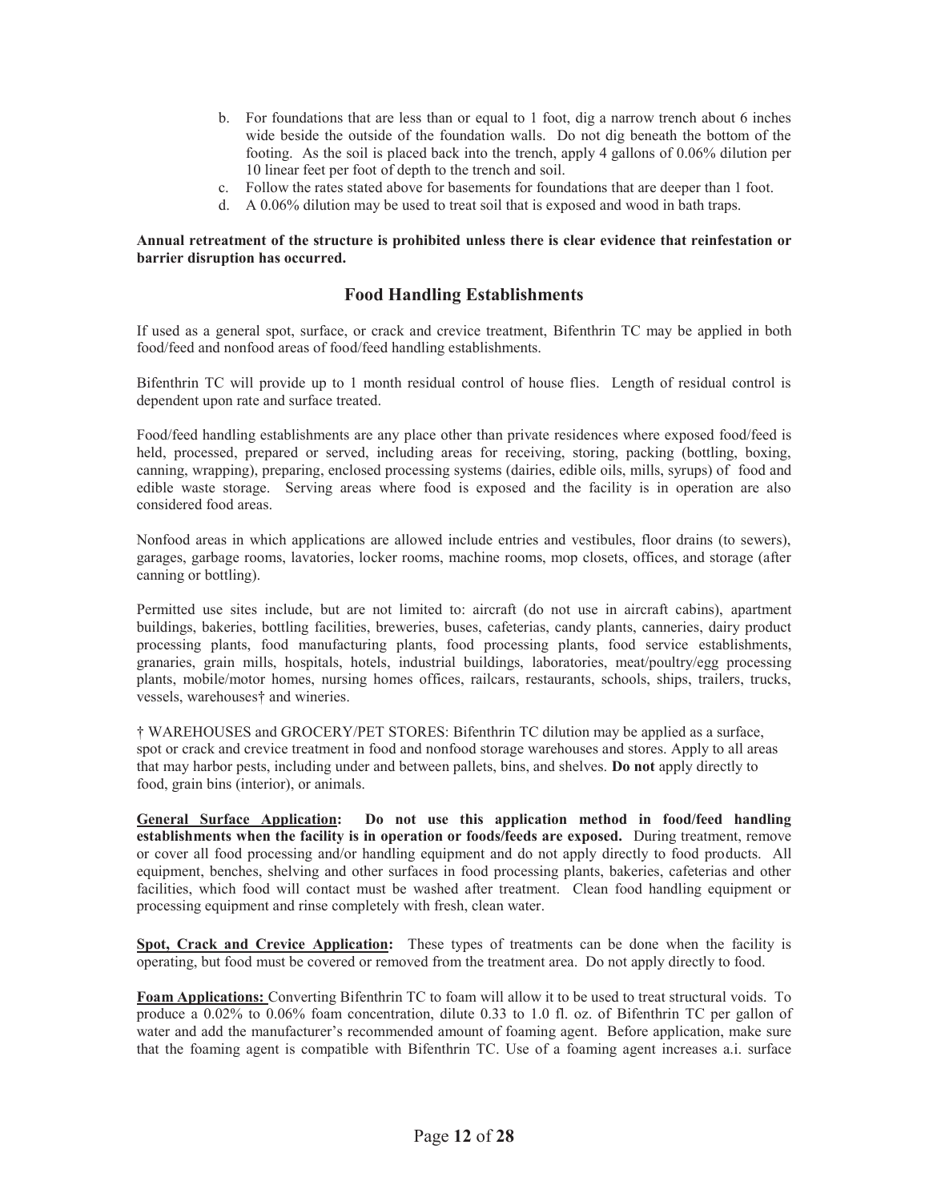b. For foundations that are less than or equal to 1 foot, dig a narrow trench about 6 inches wide beside the outside of the foundation walls. Do not dig beneath the bottom of the footing. As the soil is placed back into the trench, apply 4 gallons of 0.06% dilution per 10 linear feet per foot of depth to the trench and soil.
c. Follow the rates stated above for basements for foundations that are deeper than 1 foot.
d. A 0.06% dilution may be used to treat soil that is exposed and wood in bath traps.

**Annual retreatment of the structure is prohibited unless there is clear evidence that reinfestation or barrier disruption has occurred.**

## Food Handling Establishments

If used as a general spot, surface, or crack and crevice treatment, Bifenthrin TC may be applied in both food/feed and nonfood areas of food/feed handling establishments.

Bifenthrin TC will provide up to 1 month residual control of house flies. Length of residual control is dependent upon rate and surface treated.

Food/feed handling establishments are any place other than private residences where exposed food/feed is held, processed, prepared or served, including areas for receiving, storing, packing (bottling, boxing, canning, wrapping), preparing, enclosed processing systems (dairies, edible oils, mills, syrups) of food and edible waste storage. Serving areas where food is exposed and the facility is in operation are also considered food areas.

Nonfood areas in which applications are allowed include entries and vestibules, floor drains (to sewers), garages, garbage rooms, lavatories, locker rooms, machine rooms, mop closets, offices, and storage (after canning or bottling).

Permitted use sites include, but are not limited to: aircraft (do not use in aircraft cabins), apartment buildings, bakeries, bottling facilities, breweries, buses, cafeterias, candy plants, canneries, dairy product processing plants, food manufacturing plants, food processing plants, food service establishments, granaries, grain mills, hospitals, hotels, industrial buildings, laboratories, meat/poultry/egg processing plants, mobile/motor homes, nursing homes offices, railcars, restaurants, schools, ships, trailers, trucks, vessels, warehouses† and wineries.

† WAREHOUSES and GROCERY/PET STORES: Bifenthrin TC dilution may be applied as a surface, spot or crack and crevice treatment in food and nonfood storage warehouses and stores. Apply to all areas that may harbor pests, including under and between pallets, bins, and shelves. **Do not** apply directly to food, grain bins (interior), or animals.

**General Surface Application: Do not use this application method in food/feed handling establishments when the facility is in operation or foods/feeds are exposed.** During treatment, remove or cover all food processing and/or handling equipment and do not apply directly to food products. All equipment, benches, shelving and other surfaces in food processing plants, bakeries, cafeterias and other facilities, which food will contact must be washed after treatment. Clean food handling equipment or processing equipment and rinse completely with fresh, clean water.

**Spot, Crack and Crevice Application:** These types of treatments can be done when the facility is operating, but food must be covered or removed from the treatment area. Do not apply directly to food.

**Foam Applications:** Converting Bifenthrin TC to foam will allow it to be used to treat structural voids. To produce a 0.02% to 0.06% foam concentration, dilute 0.33 to 1.0 fl. oz. of Bifenthrin TC per gallon of water and add the manufacturer's recommended amount of foaming agent. Before application, make sure that the foaming agent is compatible with Bifenthrin TC. Use of a foaming agent increases a.i. surface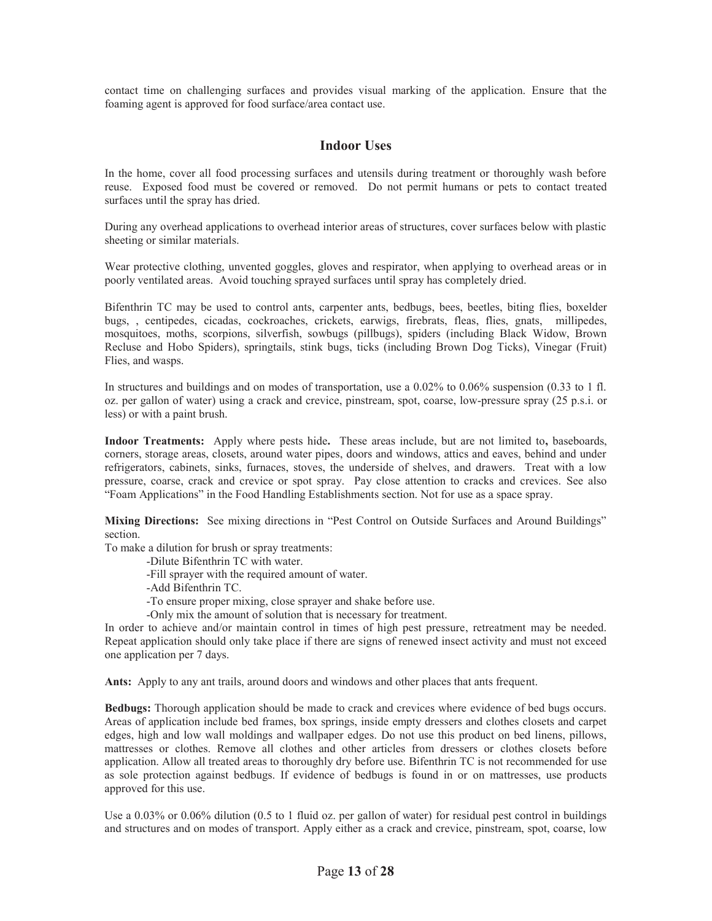contact time on challenging surfaces and provides visual marking of the application. Ensure that the foaming agent is approved for food surface/area contact use.

## Indoor Uses

In the home, cover all food processing surfaces and utensils during treatment or thoroughly wash before reuse. Exposed food must be covered or removed. Do not permit humans or pets to contact treated surfaces until the spray has dried.

During any overhead applications to overhead interior areas of structures, cover surfaces below with plastic sheeting or similar materials.

Wear protective clothing, unvented goggles, gloves and respirator, when applying to overhead areas or in poorly ventilated areas. Avoid touching sprayed surfaces until spray has completely dried.

Bifenthrin TC may be used to control ants, carpenter ants, bedbugs, bees, beetles, biting flies, boxelder bugs, , centipedes, cicadas, cockroaches, crickets, earwigs, firebrats, fleas, flies, gnats, millipedes, mosquitoes, moths, scorpions, silverfish, sowbugs (pillbugs), spiders (including Black Widow, Brown Recluse and Hobo Spiders), springtails, stink bugs, ticks (including Brown Dog Ticks), Vinegar (Fruit) Flies, and wasps.

In structures and buildings and on modes of transportation, use a 0.02% to 0.06% suspension (0.33 to 1 fl. oz. per gallon of water) using a crack and crevice, pinstream, spot, coarse, low-pressure spray (25 p.s.i. or less) or with a paint brush.

**Indoor Treatments:** Apply where pests hide**.** These areas include, but are not limited to**,** baseboards, corners, storage areas, closets, around water pipes, doors and windows, attics and eaves, behind and under refrigerators, cabinets, sinks, furnaces, stoves, the underside of shelves, and drawers. Treat with a low pressure, coarse, crack and crevice or spot spray. Pay close attention to cracks and crevices. See also "Foam Applications" in the Food Handling Establishments section. Not for use as a space spray.

**Mixing Directions:** See mixing directions in "Pest Control on Outside Surfaces and Around Buildings" section.

To make a dilution for brush or spray treatments:

- Dilute Bifenthrin TC with water.
- Fill sprayer with the required amount of water.
- Add Bifenthrin TC.
- To ensure proper mixing, close sprayer and shake before use.
- Only mix the amount of solution that is necessary for treatment.

In order to achieve and/or maintain control in times of high pest pressure, retreatment may be needed. Repeat application should only take place if there are signs of renewed insect activity and must not exceed one application per 7 days.

**Ants:** Apply to any ant trails, around doors and windows and other places that ants frequent.

**Bedbugs:** Thorough application should be made to crack and crevices where evidence of bed bugs occurs. Areas of application include bed frames, box springs, inside empty dressers and clothes closets and carpet edges, high and low wall moldings and wallpaper edges. Do not use this product on bed linens, pillows, mattresses or clothes. Remove all clothes and other articles from dressers or clothes closets before application. Allow all treated areas to thoroughly dry before use. Bifenthrin TC is not recommended for use as sole protection against bedbugs. If evidence of bedbugs is found in or on mattresses, use products approved for this use.

Use a 0.03% or 0.06% dilution (0.5 to 1 fluid oz. per gallon of water) for residual pest control in buildings and structures and on modes of transport. Apply either as a crack and crevice, pinstream, spot, coarse, low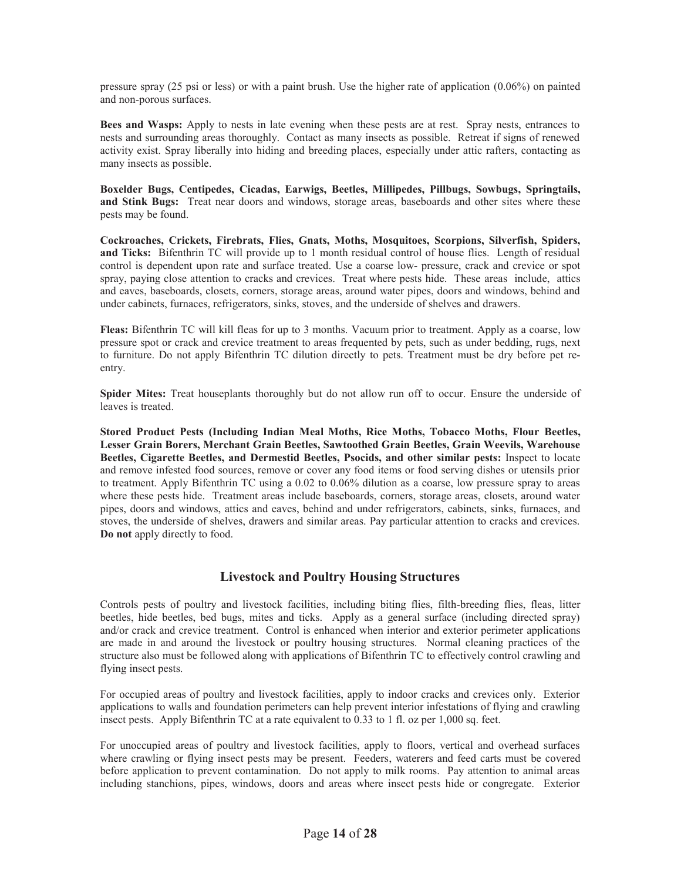pressure spray (25 psi or less) or with a paint brush. Use the higher rate of application (0.06%) on painted and non-porous surfaces.

**Bees and Wasps:** Apply to nests in late evening when these pests are at rest. Spray nests, entrances to nests and surrounding areas thoroughly. Contact as many insects as possible. Retreat if signs of renewed activity exist. Spray liberally into hiding and breeding places, especially under attic rafters, contacting as many insects as possible.

**Boxelder Bugs, Centipedes, Cicadas, Earwigs, Beetles, Millipedes, Pillbugs, Sowbugs, Springtails, and Stink Bugs:** Treat near doors and windows, storage areas, baseboards and other sites where these pests may be found.

**Cockroaches, Crickets, Firebrats, Flies, Gnats, Moths, Mosquitoes, Scorpions, Silverfish, Spiders, and Ticks:** Bifenthrin TC will provide up to 1 month residual control of house flies. Length of residual control is dependent upon rate and surface treated. Use a coarse low- pressure, crack and crevice or spot spray, paying close attention to cracks and crevices. Treat where pests hide. These areas include, attics and eaves, baseboards, closets, corners, storage areas, around water pipes, doors and windows, behind and under cabinets, furnaces, refrigerators, sinks, stoves, and the underside of shelves and drawers.

**Fleas:** Bifenthrin TC will kill fleas for up to 3 months. Vacuum prior to treatment. Apply as a coarse, low pressure spot or crack and crevice treatment to areas frequented by pets, such as under bedding, rugs, next to furniture. Do not apply Bifenthrin TC dilution directly to pets. Treatment must be dry before pet re-entry.

**Spider Mites:** Treat houseplants thoroughly but do not allow run off to occur. Ensure the underside of leaves is treated.

**Stored Product Pests (Including Indian Meal Moths, Rice Moths, Tobacco Moths, Flour Beetles, Lesser Grain Borers, Merchant Grain Beetles, Sawtoothed Grain Beetles, Grain Weevils, Warehouse Beetles, Cigarette Beetles, and Dermestid Beetles, Psocids, and other similar pests:** Inspect to locate and remove infested food sources, remove or cover any food items or food serving dishes or utensils prior to treatment. Apply Bifenthrin TC using a 0.02 to 0.06% dilution as a coarse, low pressure spray to areas where these pests hide. Treatment areas include baseboards, corners, storage areas, closets, around water pipes, doors and windows, attics and eaves, behind and under refrigerators, cabinets, sinks, furnaces, and stoves, the underside of shelves, drawers and similar areas. Pay particular attention to cracks and crevices. **Do not** apply directly to food.

## Livestock and Poultry Housing Structures

Controls pests of poultry and livestock facilities, including biting flies, filth-breeding flies, fleas, litter beetles, hide beetles, bed bugs, mites and ticks. Apply as a general surface (including directed spray) and/or crack and crevice treatment. Control is enhanced when interior and exterior perimeter applications are made in and around the livestock or poultry housing structures. Normal cleaning practices of the structure also must be followed along with applications of Bifenthrin TC to effectively control crawling and flying insect pests.

For occupied areas of poultry and livestock facilities, apply to indoor cracks and crevices only. Exterior applications to walls and foundation perimeters can help prevent interior infestations of flying and crawling insect pests. Apply Bifenthrin TC at a rate equivalent to 0.33 to 1 fl. oz per 1,000 sq. feet.

For unoccupied areas of poultry and livestock facilities, apply to floors, vertical and overhead surfaces where crawling or flying insect pests may be present. Feeders, waterers and feed carts must be covered before application to prevent contamination. Do not apply to milk rooms. Pay attention to animal areas including stanchions, pipes, windows, doors and areas where insect pests hide or congregate. Exterior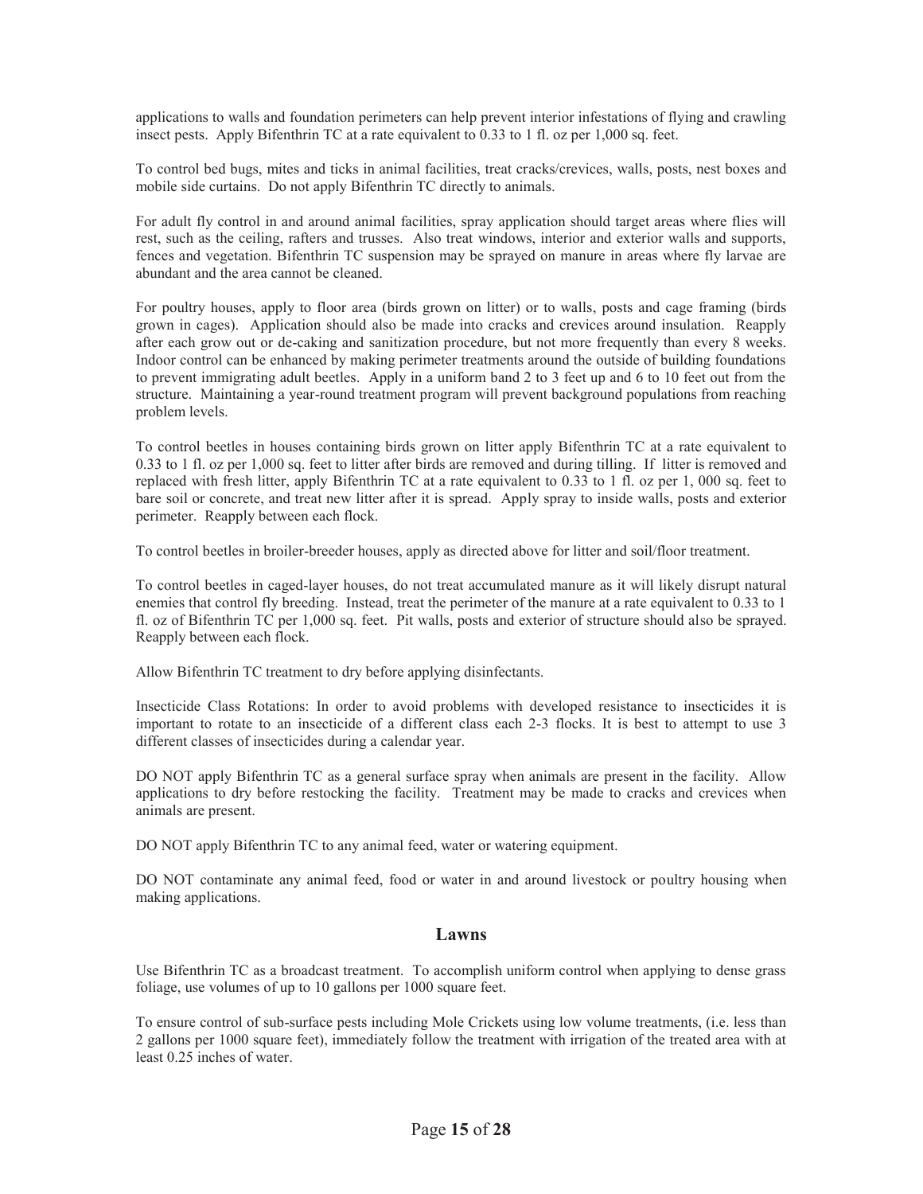applications to walls and foundation perimeters can help prevent interior infestations of flying and crawling insect pests. Apply Bifenthrin TC at a rate equivalent to 0.33 to 1 fl. oz per 1,000 sq. feet.

To control bed bugs, mites and ticks in animal facilities, treat cracks/crevices, walls, posts, nest boxes and mobile side curtains. Do not apply Bifenthrin TC directly to animals.

For adult fly control in and around animal facilities, spray application should target areas where flies will rest, such as the ceiling, rafters and trusses. Also treat windows, interior and exterior walls and supports, fences and vegetation. Bifenthrin TC suspension may be sprayed on manure in areas where fly larvae are abundant and the area cannot be cleaned.

For poultry houses, apply to floor area (birds grown on litter) or to walls, posts and cage framing (birds grown in cages). Application should also be made into cracks and crevices around insulation. Reapply after each grow out or de-caking and sanitization procedure, but not more frequently than every 8 weeks. Indoor control can be enhanced by making perimeter treatments around the outside of building foundations to prevent immigrating adult beetles. Apply in a uniform band 2 to 3 feet up and 6 to 10 feet out from the structure. Maintaining a year-round treatment program will prevent background populations from reaching problem levels.

To control beetles in houses containing birds grown on litter apply Bifenthrin TC at a rate equivalent to 0.33 to 1 fl. oz per 1,000 sq. feet to litter after birds are removed and during tilling. If litter is removed and replaced with fresh litter, apply Bifenthrin TC at a rate equivalent to 0.33 to 1 fl. oz per 1, 000 sq. feet to bare soil or concrete, and treat new litter after it is spread. Apply spray to inside walls, posts and exterior perimeter. Reapply between each flock.

To control beetles in broiler-breeder houses, apply as directed above for litter and soil/floor treatment.

To control beetles in caged-layer houses, do not treat accumulated manure as it will likely disrupt natural enemies that control fly breeding. Instead, treat the perimeter of the manure at a rate equivalent to 0.33 to 1 fl. oz of Bifenthrin TC per 1,000 sq. feet. Pit walls, posts and exterior of structure should also be sprayed. Reapply between each flock.

Allow Bifenthrin TC treatment to dry before applying disinfectants.

Insecticide Class Rotations: In order to avoid problems with developed resistance to insecticides it is important to rotate to an insecticide of a different class each 2-3 flocks. It is best to attempt to use 3 different classes of insecticides during a calendar year.

DO NOT apply Bifenthrin TC as a general surface spray when animals are present in the facility. Allow applications to dry before restocking the facility. Treatment may be made to cracks and crevices when animals are present.

DO NOT apply Bifenthrin TC to any animal feed, water or watering equipment.

DO NOT contaminate any animal feed, food or water in and around livestock or poultry housing when making applications.

## Lawns

Use Bifenthrin TC as a broadcast treatment. To accomplish uniform control when applying to dense grass foliage, use volumes of up to 10 gallons per 1000 square feet.

To ensure control of sub-surface pests including Mole Crickets using low volume treatments, (i.e. less than 2 gallons per 1000 square feet), immediately follow the treatment with irrigation of the treated area with at least 0.25 inches of water.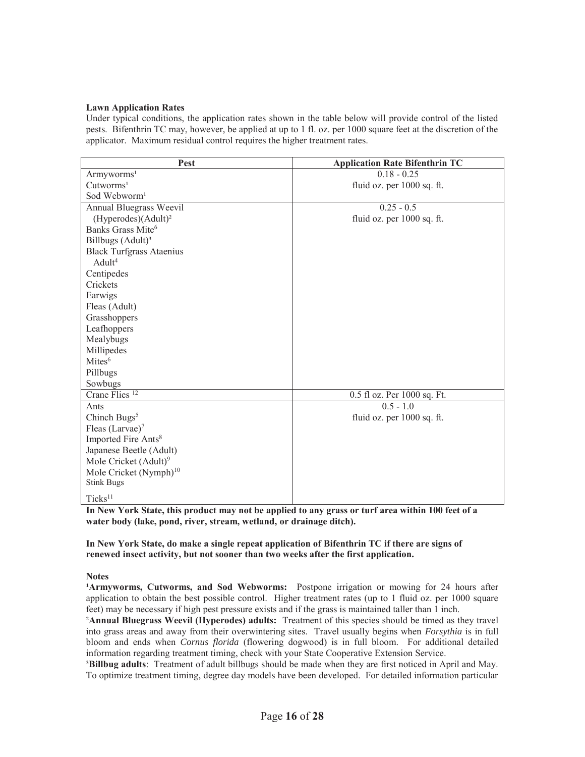**Lawn Application Rates**

Under typical conditions, the application rates shown in the table below will provide control of the listed pests. Bifenthrin TC may, however, be applied at up to 1 fl. oz. per 1000 square feet at the discretion of the applicator. Maximum residual control requires the higher treatment rates.

| Pest | Application Rate Bifenthrin TC |
|---|---|
| Armyworms[1]<br>Cutworms[1]<br>Sod Webworm[1] | 0.18 - 0.25<br>fluid oz. per 1000 sq. ft. |
| Annual Bluegrass Weevil (Hyperodes)(Adult)[2]<br>Banks Grass Mite[6]<br>Billbugs (Adult)[3]<br>Black Turfgrass Ataenius Adult[4]<br>Centipedes<br>Crickets<br>Earwigs<br>Fleas (Adult)<br>Grasshoppers<br>Leafhoppers<br>Mealybugs<br>Millipedes<br>Mites[6]<br>Pillbugs<br>Sowbugs | 0.25 - 0.5<br>fluid oz. per 1000 sq. ft. |
| Crane Flies [12] | 0.5 fl oz. Per 1000 sq. Ft. |
| Ants<br>Chinch Bugs[5]<br>Fleas (Larvae)[7]<br>Imported Fire Ants[8]<br>Japanese Beetle (Adult)<br>Mole Cricket (Adult)[9]<br>Mole Cricket (Nymph)[10]<br>Stink Bugs<br>Ticks[11] | 0.5 - 1.0<br>fluid oz. per 1000 sq. ft. |

**In New York State, this product may not be applied to any grass or turf area within 100 feet of a water body (lake, pond, river, stream, wetland, or drainage ditch).**

**In New York State, do make a single repeat application of Bifenthrin TC if there are signs of renewed insect activity, but not sooner than two weeks after the first application.**

**Notes**

[1]**Armyworms, Cutworms, and Sod Webworms:** Postpone irrigation or mowing for 24 hours after application to obtain the best possible control. Higher treatment rates (up to 1 fluid oz. per 1000 square feet) may be necessary if high pest pressure exists and if the grass is maintained taller than 1 inch.

[2]**Annual Bluegrass Weevil (Hyperodes) adults:** Treatment of this species should be timed as they travel into grass areas and away from their overwintering sites. Travel usually begins when *Forsythia* is in full bloom and ends when *Cornus florida* (flowering dogwood) is in full bloom. For additional detailed information regarding treatment timing, check with your State Cooperative Extension Service.

[3]**Billbug adults**: Treatment of adult billbugs should be made when they are first noticed in April and May. To optimize treatment timing, degree day models have been developed. For detailed information particular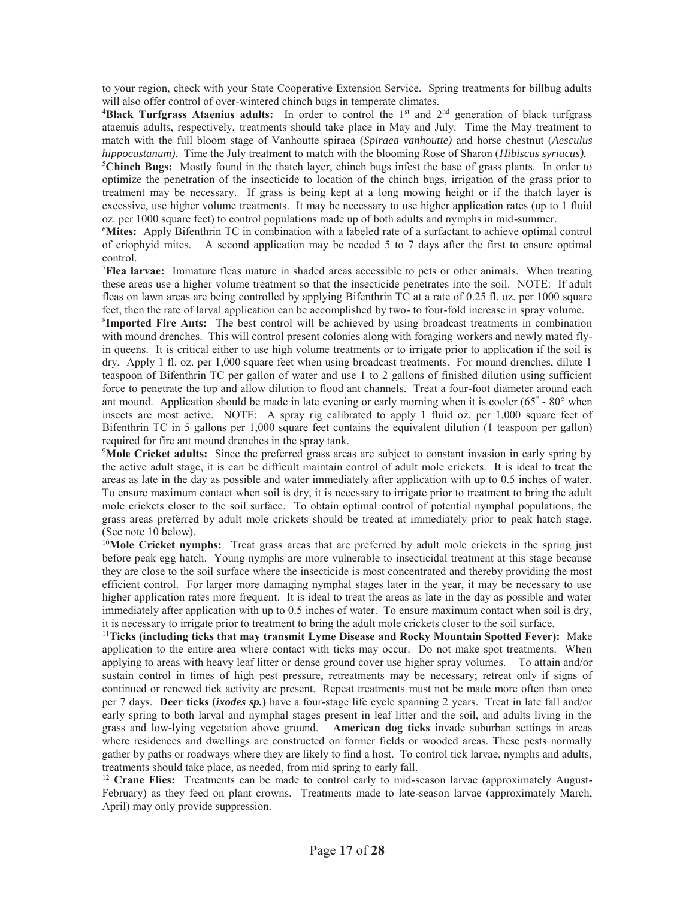to your region, check with your State Cooperative Extension Service. Spring treatments for billbug adults will also offer control of over-wintered chinch bugs in temperate climates.

[4]**Black Turfgrass Ataenius adults:** In order to control the 1st and 2nd generation of black turfgrass ataenuis adults, respectively, treatments should take place in May and July. Time the May treatment to match with the full bloom stage of Vanhoutte spiraea (*Spiraea vanhoutte)* and horse chestnut (*Aesculus hippocastanum).* Time the July treatment to match with the blooming Rose of Sharon (*Hibiscus syriacus).*

[5]**Chinch Bugs:** Mostly found in the thatch layer, chinch bugs infest the base of grass plants. In order to optimize the penetration of the insecticide to location of the chinch bugs, irrigation of the grass prior to treatment may be necessary. If grass is being kept at a long mowing height or if the thatch layer is excessive, use higher volume treatments. It may be necessary to use higher application rates (up to 1 fluid oz. per 1000 square feet) to control populations made up of both adults and nymphs in mid-summer.

[6]**Mites:** Apply Bifenthrin TC in combination with a labeled rate of a surfactant to achieve optimal control of eriophyid mites. A second application may be needed 5 to 7 days after the first to ensure optimal control.

[7]**Flea larvae:** Immature fleas mature in shaded areas accessible to pets or other animals. When treating these areas use a higher volume treatment so that the insecticide penetrates into the soil. NOTE: If adult fleas on lawn areas are being controlled by applying Bifenthrin TC at a rate of 0.25 fl. oz. per 1000 square feet, then the rate of larval application can be accomplished by two- to four-fold increase in spray volume.

[8]**Imported Fire Ants:** The best control will be achieved by using broadcast treatments in combination with mound drenches. This will control present colonies along with foraging workers and newly mated fly-in queens. It is critical either to use high volume treatments or to irrigate prior to application if the soil is dry. Apply 1 fl. oz. per 1,000 square feet when using broadcast treatments. For mound drenches, dilute 1 teaspoon of Bifenthrin TC per gallon of water and use 1 to 2 gallons of finished dilution using sufficient force to penetrate the top and allow dilution to flood ant channels. Treat a four-foot diameter around each ant mound. Application should be made in late evening or early morning when it is cooler (65° - 80° when insects are most active. NOTE: A spray rig calibrated to apply 1 fluid oz. per 1,000 square feet of Bifenthrin TC in 5 gallons per 1,000 square feet contains the equivalent dilution (1 teaspoon per gallon) required for fire ant mound drenches in the spray tank.

[9]**Mole Cricket adults:** Since the preferred grass areas are subject to constant invasion in early spring by the active adult stage, it is can be difficult maintain control of adult mole crickets. It is ideal to treat the areas as late in the day as possible and water immediately after application with up to 0.5 inches of water. To ensure maximum contact when soil is dry, it is necessary to irrigate prior to treatment to bring the adult mole crickets closer to the soil surface. To obtain optimal control of potential nymphal populations, the grass areas preferred by adult mole crickets should be treated at immediately prior to peak hatch stage. (See note 10 below).

[10]**Mole Cricket nymphs:** Treat grass areas that are preferred by adult mole crickets in the spring just before peak egg hatch. Young nymphs are more vulnerable to insecticidal treatment at this stage because they are close to the soil surface where the insecticide is most concentrated and thereby providing the most efficient control. For larger more damaging nymphal stages later in the year, it may be necessary to use higher application rates more frequent. It is ideal to treat the areas as late in the day as possible and water immediately after application with up to 0.5 inches of water. To ensure maximum contact when soil is dry, it is necessary to irrigate prior to treatment to bring the adult mole crickets closer to the soil surface.

[11]**Ticks (including ticks that may transmit Lyme Disease and Rocky Mountain Spotted Fever):** Make application to the entire area where contact with ticks may occur. Do not make spot treatments. When applying to areas with heavy leaf litter or dense ground cover use higher spray volumes. To attain and/or sustain control in times of high pest pressure, retreatments may be necessary; retreat only if signs of continued or renewed tick activity are present. Repeat treatments must not be made more often than once per 7 days. **Deer ticks (*ixodes sp.*)** have a four-stage life cycle spanning 2 years. Treat in late fall and/or early spring to both larval and nymphal stages present in leaf litter and the soil, and adults living in the grass and low-lying vegetation above ground. **American dog ticks** invade suburban settings in areas where residences and dwellings are constructed on former fields or wooded areas. These pests normally gather by paths or roadways where they are likely to find a host. To control tick larvae, nymphs and adults, treatments should take place, as needed, from mid spring to early fall.

[12] **Crane Flies:** Treatments can be made to control early to mid-season larvae (approximately August-February) as they feed on plant crowns. Treatments made to late-season larvae (approximately March, April) may only provide suppression.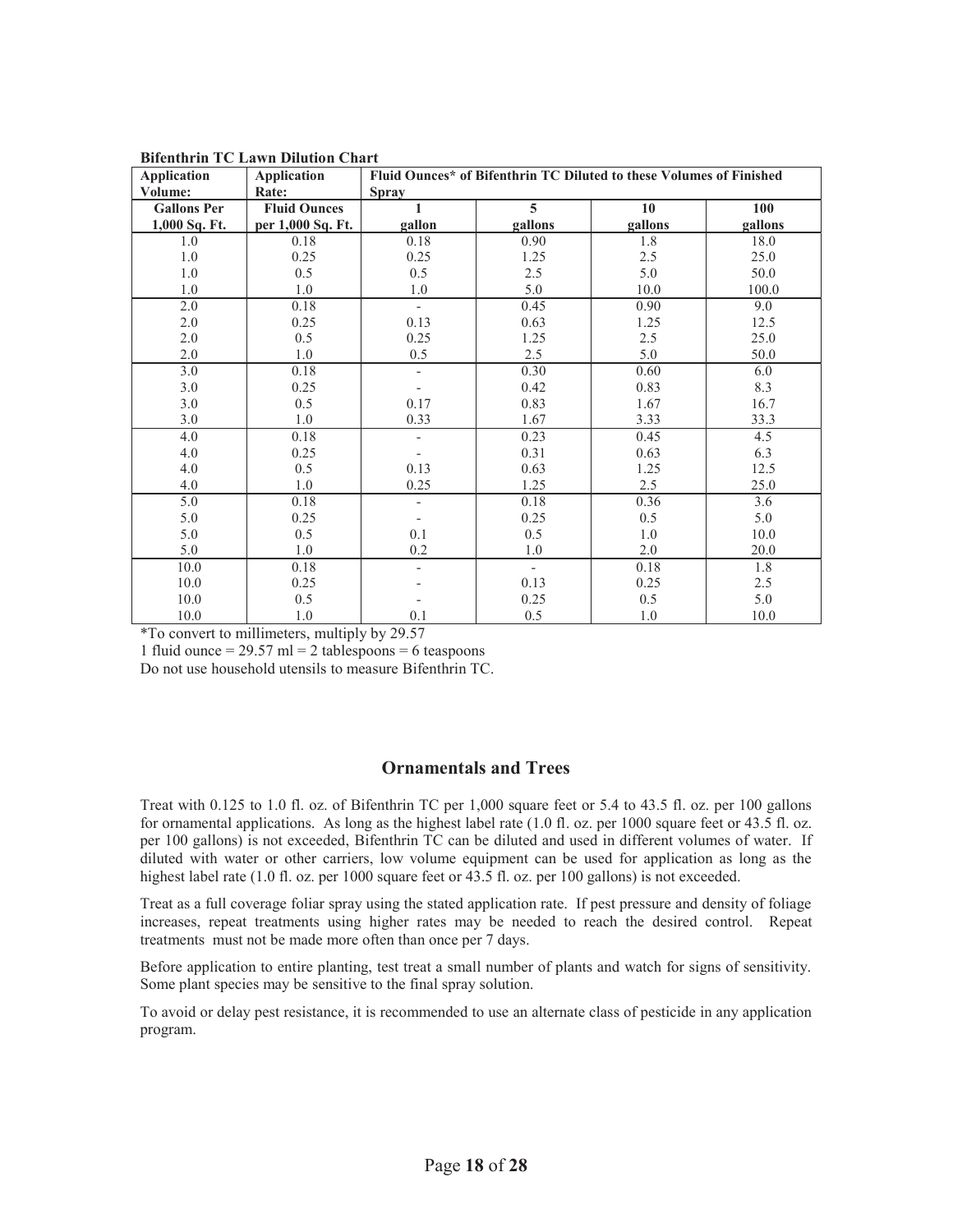**Bifenthrin TC Lawn Dilution Chart**

| Application Volume: | Application Rate: | Fluid Ounces* of Bifenthrin TC Diluted to these Volumes of Finished Spray | | | |
|---|---|---|---|---|---|
| **Gallons Per 1,000 Sq. Ft.** | **Fluid Ounces per 1,000 Sq. Ft.** | **1 gallon** | **5 gallons** | **10 gallons** | **100 gallons** |
| 1.0 | 0.18 | 0.18 | 0.90 | 1.8 | 18.0 |
| 1.0 | 0.25 | 0.25 | 1.25 | 2.5 | 25.0 |
| 1.0 | 0.5 | 0.5 | 2.5 | 5.0 | 50.0 |
| 1.0 | 1.0 | 1.0 | 5.0 | 10.0 | 100.0 |
| 2.0 | 0.18 | - | 0.45 | 0.90 | 9.0 |
| 2.0 | 0.25 | 0.13 | 0.63 | 1.25 | 12.5 |
| 2.0 | 0.5 | 0.25 | 1.25 | 2.5 | 25.0 |
| 2.0 | 1.0 | 0.5 | 2.5 | 5.0 | 50.0 |
| 3.0 | 0.18 | - | 0.30 | 0.60 | 6.0 |
| 3.0 | 0.25 | - | 0.42 | 0.83 | 8.3 |
| 3.0 | 0.5 | 0.17 | 0.83 | 1.67 | 16.7 |
| 3.0 | 1.0 | 0.33 | 1.67 | 3.33 | 33.3 |
| 4.0 | 0.18 | - | 0.23 | 0.45 | 4.5 |
| 4.0 | 0.25 | - | 0.31 | 0.63 | 6.3 |
| 4.0 | 0.5 | 0.13 | 0.63 | 1.25 | 12.5 |
| 4.0 | 1.0 | 0.25 | 1.25 | 2.5 | 25.0 |
| 5.0 | 0.18 | - | 0.18 | 0.36 | 3.6 |
| 5.0 | 0.25 | - | 0.25 | 0.5 | 5.0 |
| 5.0 | 0.5 | 0.1 | 0.5 | 1.0 | 10.0 |
| 5.0 | 1.0 | 0.2 | 1.0 | 2.0 | 20.0 |
| 10.0 | 0.18 | - | - | 0.18 | 1.8 |
| 10.0 | 0.25 | - | 0.13 | 0.25 | 2.5 |
| 10.0 | 0.5 | - | 0.25 | 0.5 | 5.0 |
| 10.0 | 1.0 | 0.1 | 0.5 | 1.0 | 10.0 |

*To convert to millimeters, multiply by 29.57

1 fluid ounce = 29.57 ml = 2 tablespoons = 6 teaspoons

Do not use household utensils to measure Bifenthrin TC.

## Ornamentals and Trees

Treat with 0.125 to 1.0 fl. oz. of Bifenthrin TC per 1,000 square feet or 5.4 to 43.5 fl. oz. per 100 gallons for ornamental applications. As long as the highest label rate (1.0 fl. oz. per 1000 square feet or 43.5 fl. oz. per 100 gallons) is not exceeded, Bifenthrin TC can be diluted and used in different volumes of water. If diluted with water or other carriers, low volume equipment can be used for application as long as the highest label rate (1.0 fl. oz. per 1000 square feet or 43.5 fl. oz. per 100 gallons) is not exceeded.

Treat as a full coverage foliar spray using the stated application rate. If pest pressure and density of foliage increases, repeat treatments using higher rates may be needed to reach the desired control. Repeat treatments must not be made more often than once per 7 days.

Before application to entire planting, test treat a small number of plants and watch for signs of sensitivity. Some plant species may be sensitive to the final spray solution.

To avoid or delay pest resistance, it is recommended to use an alternate class of pesticide in any application program.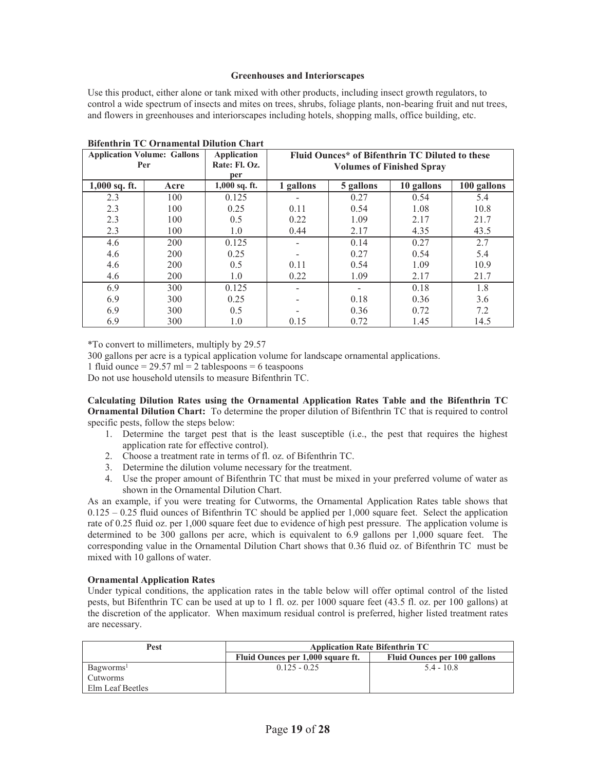**Greenhouses and Interiorscapes**

Use this product, either alone or tank mixed with other products, including insect growth regulators, to control a wide spectrum of insects and mites on trees, shrubs, foliage plants, non-bearing fruit and nut trees, and flowers in greenhouses and interiorscapes including hotels, shopping malls, office building, etc.

**Bifenthrin TC Ornamental Dilution Chart**

| Application Volume: Gallons Per | | Application Rate: Fl. Oz. per | Fluid Ounces* of Bifenthrin TC Diluted to these Volumes of Finished Spray | | | |
|---|---|---|---|---|---|---|
| 1,000 sq. ft. | Acre | 1,000 sq. ft. | 1 gallons | 5 gallons | 10 gallons | 100 gallons |
| 2.3 | 100 | 0.125 | - | 0.27 | 0.54 | 5.4 |
| 2.3 | 100 | 0.25 | 0.11 | 0.54 | 1.08 | 10.8 |
| 2.3 | 100 | 0.5 | 0.22 | 1.09 | 2.17 | 21.7 |
| 2.3 | 100 | 1.0 | 0.44 | 2.17 | 4.35 | 43.5 |
| 4.6 | 200 | 0.125 | - | 0.14 | 0.27 | 2.7 |
| 4.6 | 200 | 0.25 | - | 0.27 | 0.54 | 5.4 |
| 4.6 | 200 | 0.5 | 0.11 | 0.54 | 1.09 | 10.9 |
| 4.6 | 200 | 1.0 | 0.22 | 1.09 | 2.17 | 21.7 |
| 6.9 | 300 | 0.125 | - | - | 0.18 | 1.8 |
| 6.9 | 300 | 0.25 | - | 0.18 | 0.36 | 3.6 |
| 6.9 | 300 | 0.5 | - | 0.36 | 0.72 | 7.2 |
| 6.9 | 300 | 1.0 | 0.15 | 0.72 | 1.45 | 14.5 |

*To convert to millimeters, multiply by 29.57

300 gallons per acre is a typical application volume for landscape ornamental applications.

1 fluid ounce = 29.57 ml = 2 tablespoons = 6 teaspoons

Do not use household utensils to measure Bifenthrin TC.

**Calculating Dilution Rates using the Ornamental Application Rates Table and the Bifenthrin TC Ornamental Dilution Chart:** To determine the proper dilution of Bifenthrin TC that is required to control specific pests, follow the steps below:

1. Determine the target pest that is the least susceptible (i.e., the pest that requires the highest application rate for effective control).
2. Choose a treatment rate in terms of fl. oz. of Bifenthrin TC.
3. Determine the dilution volume necessary for the treatment.
4. Use the proper amount of Bifenthrin TC that must be mixed in your preferred volume of water as shown in the Ornamental Dilution Chart.

As an example, if you were treating for Cutworms, the Ornamental Application Rates table shows that 0.125 – 0.25 fluid ounces of Bifenthrin TC should be applied per 1,000 square feet. Select the application rate of 0.25 fluid oz. per 1,000 square feet due to evidence of high pest pressure. The application volume is determined to be 300 gallons per acre, which is equivalent to 6.9 gallons per 1,000 square feet. The corresponding value in the Ornamental Dilution Chart shows that 0.36 fluid oz. of Bifenthrin TC must be mixed with 10 gallons of water.

**Ornamental Application Rates**

Under typical conditions, the application rates in the table below will offer optimal control of the listed pests, but Bifenthrin TC can be used at up to 1 fl. oz. per 1000 square feet (43.5 fl. oz. per 100 gallons) at the discretion of the applicator. When maximum residual control is preferred, higher listed treatment rates are necessary.

| Pest | Application Rate Bifenthrin TC | |
|---|---|---|
| | Fluid Ounces per 1,000 square ft. | Fluid Ounces per 100 gallons |
| Bagworms[1]<br>Cutworms<br>Elm Leaf Beetles | 0.125 - 0.25 | 5.4 - 10.8 |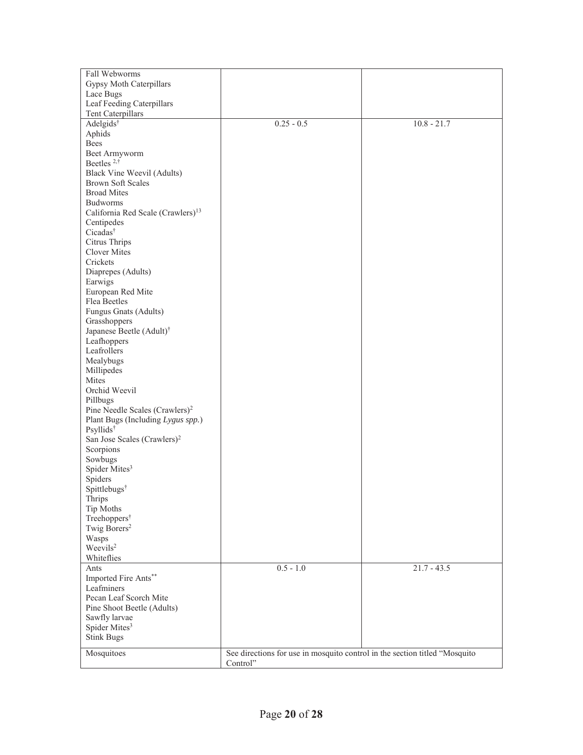| | | |
|---|---|---|
| Fall Webworms<br>Gypsy Moth Caterpillars<br>Lace Bugs<br>Leaf Feeding Caterpillars<br>Tent Caterpillars | | |
| Adelgids[†]<br>Aphids<br>Bees<br>Beet Armyworm<br>Beetles [2,†]<br>Black Vine Weevil (Adults)<br>Brown Soft Scales<br>Broad Mites<br>Budworms<br>California Red Scale (Crawlers)[13]<br>Centipedes<br>Cicadas[†]<br>Citrus Thrips<br>Clover Mites<br>Crickets<br>Diaprepes (Adults)<br>Earwigs<br>European Red Mite<br>Flea Beetles<br>Fungus Gnats (Adults)<br>Grasshoppers<br>Japanese Beetle (Adult)[†]<br>Leafhoppers<br>Leafrollers<br>Mealybugs<br>Millipedes<br>Mites<br>Orchid Weevil<br>Pillbugs<br>Pine Needle Scales (Crawlers)[2]<br>Plant Bugs (Including *Lygus spp.*)<br>Psyllids[†]<br>San Jose Scales (Crawlers)[2]<br>Scorpions<br>Sowbugs<br>Spider Mites[3]<br>Spiders<br>Spittlebugs[†]<br>Thrips<br>Tip Moths<br>Treehoppers[†]<br>Twig Borers[2]<br>Wasps<br>Weevils[2]<br>Whiteflies | 0.25 - 0.5 | 10.8 - 21.7 |
| Ants<br>Imported Fire Ants[**]<br>Leafminers<br>Pecan Leaf Scorch Mite<br>Pine Shoot Beetle (Adults)<br>Sawfly larvae<br>Spider Mites[3]<br>Stink Bugs | 0.5 - 1.0 | 21.7 - 43.5 |
| Mosquitoes | See directions for use in mosquito control in the section titled "Mosquito Control" | |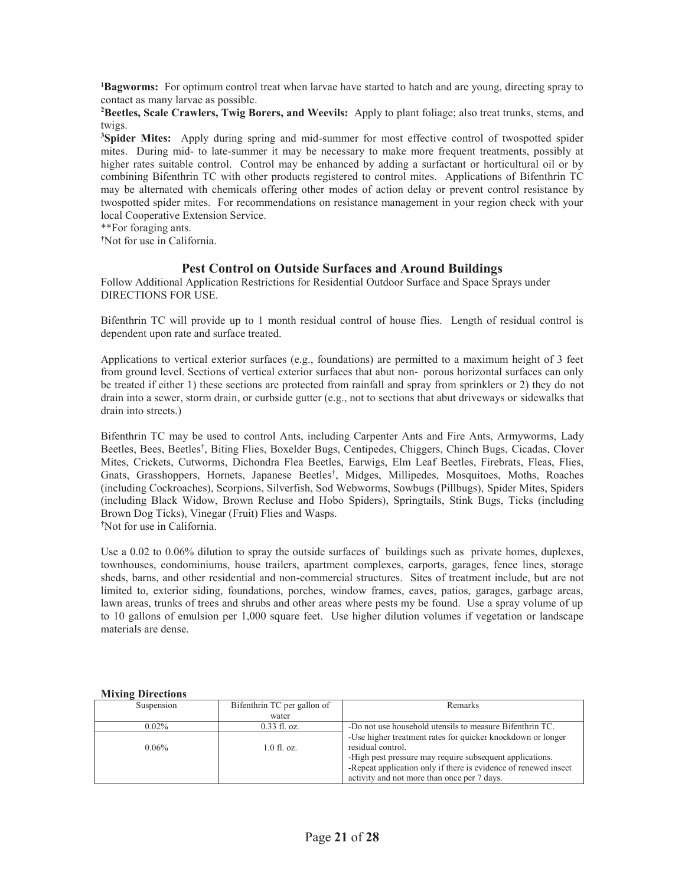**[1]Bagworms:** For optimum control treat when larvae have started to hatch and are young, directing spray to contact as many larvae as possible.

**[2]Beetles, Scale Crawlers, Twig Borers, and Weevils:** Apply to plant foliage; also treat trunks, stems, and twigs.

**[3]Spider Mites:** Apply during spring and mid-summer for most effective control of twospotted spider mites. During mid- to late-summer it may be necessary to make more frequent treatments, possibly at higher rates suitable control. Control may be enhanced by adding a surfactant or horticultural oil or by combining Bifenthrin TC with other products registered to control mites. Applications of Bifenthrin TC may be alternated with chemicals offering other modes of action delay or prevent control resistance by twospotted spider mites. For recommendations on resistance management in your region check with your local Cooperative Extension Service.

**For foraging ants.

†Not for use in California.

## Pest Control on Outside Surfaces and Around Buildings

Follow Additional Application Restrictions for Residential Outdoor Surface and Space Sprays under DIRECTIONS FOR USE.

Bifenthrin TC will provide up to 1 month residual control of house flies. Length of residual control is dependent upon rate and surface treated.

Applications to vertical exterior surfaces (e.g., foundations) are permitted to a maximum height of 3 feet from ground level. Sections of vertical exterior surfaces that abut non- porous horizontal surfaces can only be treated if either 1) these sections are protected from rainfall and spray from sprinklers or 2) they do not drain into a sewer, storm drain, or curbside gutter (e.g., not to sections that abut driveways or sidewalks that drain into streets.)

Bifenthrin TC may be used to control Ants, including Carpenter Ants and Fire Ants, Armyworms, Lady Beetles, Bees, Beetles†, Biting Flies, Boxelder Bugs, Centipedes, Chiggers, Chinch Bugs, Cicadas, Clover Mites, Crickets, Cutworms, Dichondra Flea Beetles, Earwigs, Elm Leaf Beetles, Firebrats, Fleas, Flies, Gnats, Grasshoppers, Hornets, Japanese Beetles†, Midges, Millipedes, Mosquitoes, Moths, Roaches (including Cockroaches), Scorpions, Silverfish, Sod Webworms, Sowbugs (Pillbugs), Spider Mites, Spiders (including Black Widow, Brown Recluse and Hobo Spiders), Springtails, Stink Bugs, Ticks (including Brown Dog Ticks), Vinegar (Fruit) Flies and Wasps.

†Not for use in California.

Use a 0.02 to 0.06% dilution to spray the outside surfaces of buildings such as private homes, duplexes, townhouses, condominiums, house trailers, apartment complexes, carports, garages, fence lines, storage sheds, barns, and other residential and non-commercial structures. Sites of treatment include, but are not limited to, exterior siding, foundations, porches, window frames, eaves, patios, garages, garbage areas, lawn areas, trunks of trees and shrubs and other areas where pests my be found. Use a spray volume of up to 10 gallons of emulsion per 1,000 square feet. Use higher dilution volumes if vegetation or landscape materials are dense.

**Mixing Directions**

| Suspension | Bifenthrin TC per gallon of water | Remarks |
|---|---|---|
| 0.02% | 0.33 fl. oz. | -Do not use household utensils to measure Bifenthrin TC.<br>-Use higher treatment rates for quicker knockdown or longer residual control.<br>-High pest pressure may require subsequent applications.<br>-Repeat application only if there is evidence of renewed insect activity and not more than once per 7 days. |
| 0.06% | 1.0 fl. oz. | |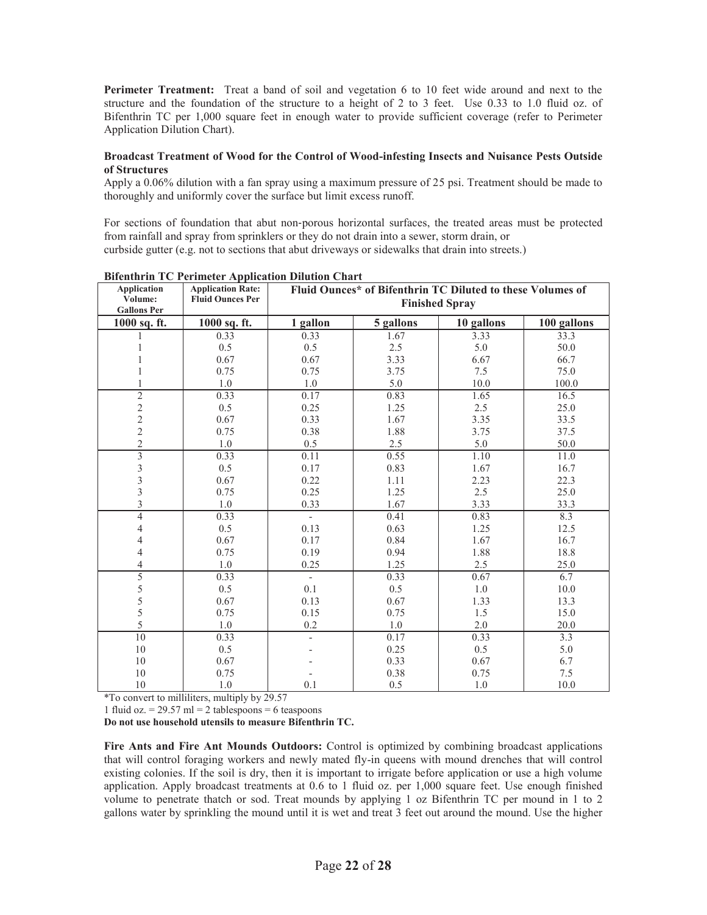**Perimeter Treatment:** Treat a band of soil and vegetation 6 to 10 feet wide around and next to the structure and the foundation of the structure to a height of 2 to 3 feet. Use 0.33 to 1.0 fluid oz. of Bifenthrin TC per 1,000 square feet in enough water to provide sufficient coverage (refer to Perimeter Application Dilution Chart).

**Broadcast Treatment of Wood for the Control of Wood-infesting Insects and Nuisance Pests Outside of Structures**

Apply a 0.06% dilution with a fan spray using a maximum pressure of 25 psi. Treatment should be made to thoroughly and uniformly cover the surface but limit excess runoff.

For sections of foundation that abut non-porous horizontal surfaces, the treated areas must be protected from rainfall and spray from sprinklers or they do not drain into a sewer, storm drain, or curbside gutter (e.g. not to sections that abut driveways or sidewalks that drain into streets.)

**Bifenthrin TC Perimeter Application Dilution Chart**

| Application Volume: Gallons Per | Application Rate: Fluid Ounces Per | Fluid Ounces* of Bifenthrin TC Diluted to these Volumes of Finished Spray | | | |
|---|---|---|---|---|---|
| 1000 sq. ft. | 1000 sq. ft. | 1 gallon | 5 gallons | 10 gallons | 100 gallons |
| 1 | 0.33 | 0.33 | 1.67 | 3.33 | 33.3 |
| 1 | 0.5 | 0.5 | 2.5 | 5.0 | 50.0 |
| 1 | 0.67 | 0.67 | 3.33 | 6.67 | 66.7 |
| 1 | 0.75 | 0.75 | 3.75 | 7.5 | 75.0 |
| 1 | 1.0 | 1.0 | 5.0 | 10.0 | 100.0 |
| 2 | 0.33 | 0.17 | 0.83 | 1.65 | 16.5 |
| 2 | 0.5 | 0.25 | 1.25 | 2.5 | 25.0 |
| 2 | 0.67 | 0.33 | 1.67 | 3.35 | 33.5 |
| 2 | 0.75 | 0.38 | 1.88 | 3.75 | 37.5 |
| 2 | 1.0 | 0.5 | 2.5 | 5.0 | 50.0 |
| 3 | 0.33 | 0.11 | 0.55 | 1.10 | 11.0 |
| 3 | 0.5 | 0.17 | 0.83 | 1.67 | 16.7 |
| 3 | 0.67 | 0.22 | 1.11 | 2.23 | 22.3 |
| 3 | 0.75 | 0.25 | 1.25 | 2.5 | 25.0 |
| 3 | 1.0 | 0.33 | 1.67 | 3.33 | 33.3 |
| 4 | 0.33 | - | 0.41 | 0.83 | 8.3 |
| 4 | 0.5 | 0.13 | 0.63 | 1.25 | 12.5 |
| 4 | 0.67 | 0.17 | 0.84 | 1.67 | 16.7 |
| 4 | 0.75 | 0.19 | 0.94 | 1.88 | 18.8 |
| 4 | 1.0 | 0.25 | 1.25 | 2.5 | 25.0 |
| 5 | 0.33 | - | 0.33 | 0.67 | 6.7 |
| 5 | 0.5 | 0.1 | 0.5 | 1.0 | 10.0 |
| 5 | 0.67 | 0.13 | 0.67 | 1.33 | 13.3 |
| 5 | 0.75 | 0.15 | 0.75 | 1.5 | 15.0 |
| 5 | 1.0 | 0.2 | 1.0 | 2.0 | 20.0 |
| 10 | 0.33 | - | 0.17 | 0.33 | 3.3 |
| 10 | 0.5 | - | 0.25 | 0.5 | 5.0 |
| 10 | 0.67 | - | 0.33 | 0.67 | 6.7 |
| 10 | 0.75 | - | 0.38 | 0.75 | 7.5 |
| 10 | 1.0 | 0.1 | 0.5 | 1.0 | 10.0 |

*To convert to milliliters, multiply by 29.57

1 fluid oz. = 29.57 ml = 2 tablespoons = 6 teaspoons

**Do not use household utensils to measure Bifenthrin TC.**

**Fire Ants and Fire Ant Mounds Outdoors:** Control is optimized by combining broadcast applications that will control foraging workers and newly mated fly-in queens with mound drenches that will control existing colonies. If the soil is dry, then it is important to irrigate before application or use a high volume application. Apply broadcast treatments at 0.6 to 1 fluid oz. per 1,000 square feet. Use enough finished volume to penetrate thatch or sod. Treat mounds by applying 1 oz Bifenthrin TC per mound in 1 to 2 gallons water by sprinkling the mound until it is wet and treat 3 feet out around the mound. Use the higher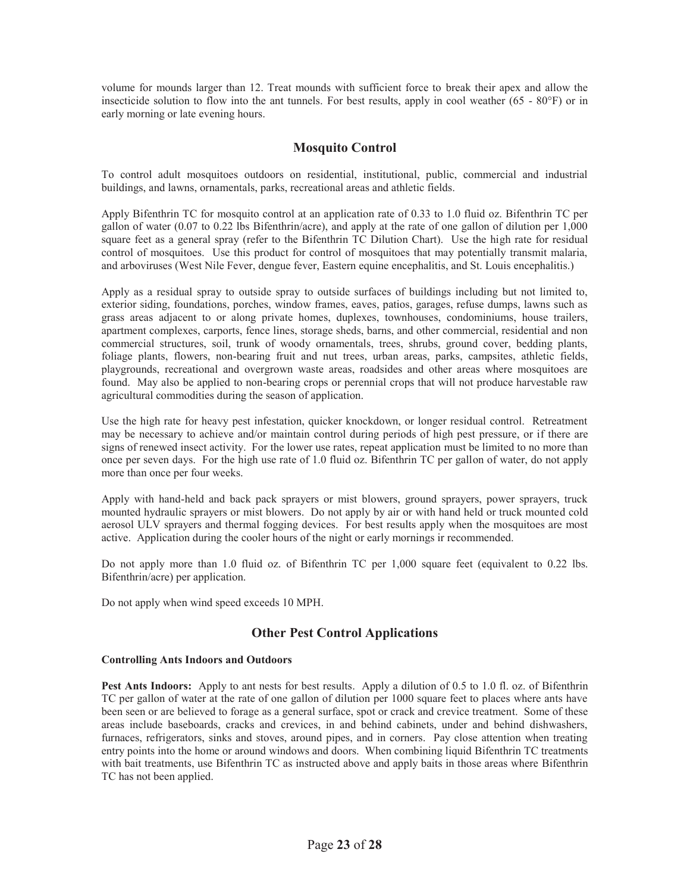volume for mounds larger than 12. Treat mounds with sufficient force to break their apex and allow the insecticide solution to flow into the ant tunnels. For best results, apply in cool weather (65 - 80°F) or in early morning or late evening hours.

## Mosquito Control

To control adult mosquitoes outdoors on residential, institutional, public, commercial and industrial buildings, and lawns, ornamentals, parks, recreational areas and athletic fields.

Apply Bifenthrin TC for mosquito control at an application rate of 0.33 to 1.0 fluid oz. Bifenthrin TC per gallon of water (0.07 to 0.22 lbs Bifenthrin/acre), and apply at the rate of one gallon of dilution per 1,000 square feet as a general spray (refer to the Bifenthrin TC Dilution Chart). Use the high rate for residual control of mosquitoes. Use this product for control of mosquitoes that may potentially transmit malaria, and arboviruses (West Nile Fever, dengue fever, Eastern equine encephalitis, and St. Louis encephalitis.)

Apply as a residual spray to outside spray to outside surfaces of buildings including but not limited to, exterior siding, foundations, porches, window frames, eaves, patios, garages, refuse dumps, lawns such as grass areas adjacent to or along private homes, duplexes, townhouses, condominiums, house trailers, apartment complexes, carports, fence lines, storage sheds, barns, and other commercial, residential and non commercial structures, soil, trunk of woody ornamentals, trees, shrubs, ground cover, bedding plants, foliage plants, flowers, non-bearing fruit and nut trees, urban areas, parks, campsites, athletic fields, playgrounds, recreational and overgrown waste areas, roadsides and other areas where mosquitoes are found. May also be applied to non-bearing crops or perennial crops that will not produce harvestable raw agricultural commodities during the season of application.

Use the high rate for heavy pest infestation, quicker knockdown, or longer residual control. Retreatment may be necessary to achieve and/or maintain control during periods of high pest pressure, or if there are signs of renewed insect activity. For the lower use rates, repeat application must be limited to no more than once per seven days. For the high use rate of 1.0 fluid oz. Bifenthrin TC per gallon of water, do not apply more than once per four weeks.

Apply with hand-held and back pack sprayers or mist blowers, ground sprayers, power sprayers, truck mounted hydraulic sprayers or mist blowers. Do not apply by air or with hand held or truck mounted cold aerosol ULV sprayers and thermal fogging devices. For best results apply when the mosquitoes are most active. Application during the cooler hours of the night or early mornings ir recommended.

Do not apply more than 1.0 fluid oz. of Bifenthrin TC per 1,000 square feet (equivalent to 0.22 lbs. Bifenthrin/acre) per application.

Do not apply when wind speed exceeds 10 MPH.

## Other Pest Control Applications

#### Controlling Ants Indoors and Outdoors

**Pest Ants Indoors:** Apply to ant nests for best results. Apply a dilution of 0.5 to 1.0 fl. oz. of Bifenthrin TC per gallon of water at the rate of one gallon of dilution per 1000 square feet to places where ants have been seen or are believed to forage as a general surface, spot or crack and crevice treatment. Some of these areas include baseboards, cracks and crevices, in and behind cabinets, under and behind dishwashers, furnaces, refrigerators, sinks and stoves, around pipes, and in corners. Pay close attention when treating entry points into the home or around windows and doors. When combining liquid Bifenthrin TC treatments with bait treatments, use Bifenthrin TC as instructed above and apply baits in those areas where Bifenthrin TC has not been applied.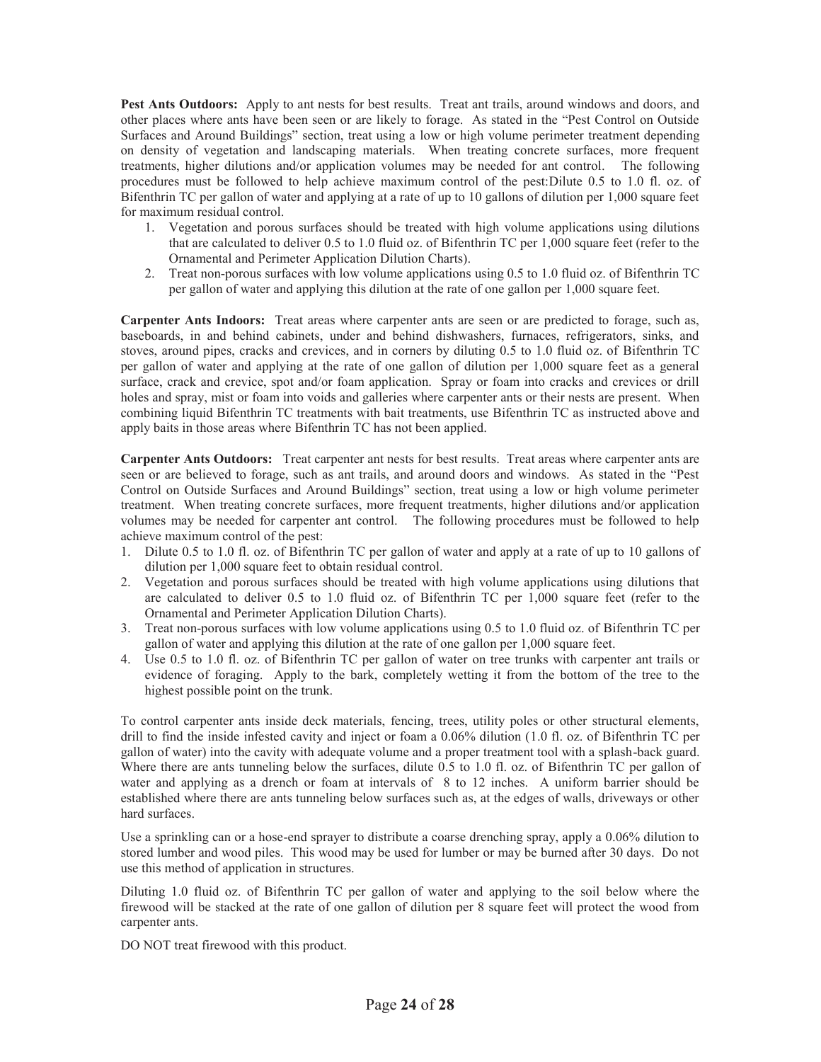**Pest Ants Outdoors:** Apply to ant nests for best results. Treat ant trails, around windows and doors, and other places where ants have been seen or are likely to forage. As stated in the "Pest Control on Outside Surfaces and Around Buildings" section, treat using a low or high volume perimeter treatment depending on density of vegetation and landscaping materials. When treating concrete surfaces, more frequent treatments, higher dilutions and/or application volumes may be needed for ant control. The following procedures must be followed to help achieve maximum control of the pest:Dilute 0.5 to 1.0 fl. oz. of Bifenthrin TC per gallon of water and applying at a rate of up to 10 gallons of dilution per 1,000 square feet for maximum residual control.

1. Vegetation and porous surfaces should be treated with high volume applications using dilutions that are calculated to deliver 0.5 to 1.0 fluid oz. of Bifenthrin TC per 1,000 square feet (refer to the Ornamental and Perimeter Application Dilution Charts).
2. Treat non-porous surfaces with low volume applications using 0.5 to 1.0 fluid oz. of Bifenthrin TC per gallon of water and applying this dilution at the rate of one gallon per 1,000 square feet.

**Carpenter Ants Indoors:** Treat areas where carpenter ants are seen or are predicted to forage, such as, baseboards, in and behind cabinets, under and behind dishwashers, furnaces, refrigerators, sinks, and stoves, around pipes, cracks and crevices, and in corners by diluting 0.5 to 1.0 fluid oz. of Bifenthrin TC per gallon of water and applying at the rate of one gallon of dilution per 1,000 square feet as a general surface, crack and crevice, spot and/or foam application. Spray or foam into cracks and crevices or drill holes and spray, mist or foam into voids and galleries where carpenter ants or their nests are present. When combining liquid Bifenthrin TC treatments with bait treatments, use Bifenthrin TC as instructed above and apply baits in those areas where Bifenthrin TC has not been applied.

**Carpenter Ants Outdoors:** Treat carpenter ant nests for best results. Treat areas where carpenter ants are seen or are believed to forage, such as ant trails, and around doors and windows. As stated in the "Pest Control on Outside Surfaces and Around Buildings" section, treat using a low or high volume perimeter treatment. When treating concrete surfaces, more frequent treatments, higher dilutions and/or application volumes may be needed for carpenter ant control. The following procedures must be followed to help achieve maximum control of the pest:

1. Dilute 0.5 to 1.0 fl. oz. of Bifenthrin TC per gallon of water and apply at a rate of up to 10 gallons of dilution per 1,000 square feet to obtain residual control.
2. Vegetation and porous surfaces should be treated with high volume applications using dilutions that are calculated to deliver 0.5 to 1.0 fluid oz. of Bifenthrin TC per 1,000 square feet (refer to the Ornamental and Perimeter Application Dilution Charts).
3. Treat non-porous surfaces with low volume applications using 0.5 to 1.0 fluid oz. of Bifenthrin TC per gallon of water and applying this dilution at the rate of one gallon per 1,000 square feet.
4. Use 0.5 to 1.0 fl. oz. of Bifenthrin TC per gallon of water on tree trunks with carpenter ant trails or evidence of foraging. Apply to the bark, completely wetting it from the bottom of the tree to the highest possible point on the trunk.

To control carpenter ants inside deck materials, fencing, trees, utility poles or other structural elements, drill to find the inside infested cavity and inject or foam a 0.06% dilution (1.0 fl. oz. of Bifenthrin TC per gallon of water) into the cavity with adequate volume and a proper treatment tool with a splash-back guard. Where there are ants tunneling below the surfaces, dilute 0.5 to 1.0 fl. oz. of Bifenthrin TC per gallon of water and applying as a drench or foam at intervals of 8 to 12 inches. A uniform barrier should be established where there are ants tunneling below surfaces such as, at the edges of walls, driveways or other hard surfaces.

Use a sprinkling can or a hose-end sprayer to distribute a coarse drenching spray, apply a 0.06% dilution to stored lumber and wood piles. This wood may be used for lumber or may be burned after 30 days. Do not use this method of application in structures.

Diluting 1.0 fluid oz. of Bifenthrin TC per gallon of water and applying to the soil below where the firewood will be stacked at the rate of one gallon of dilution per 8 square feet will protect the wood from carpenter ants.

DO NOT treat firewood with this product.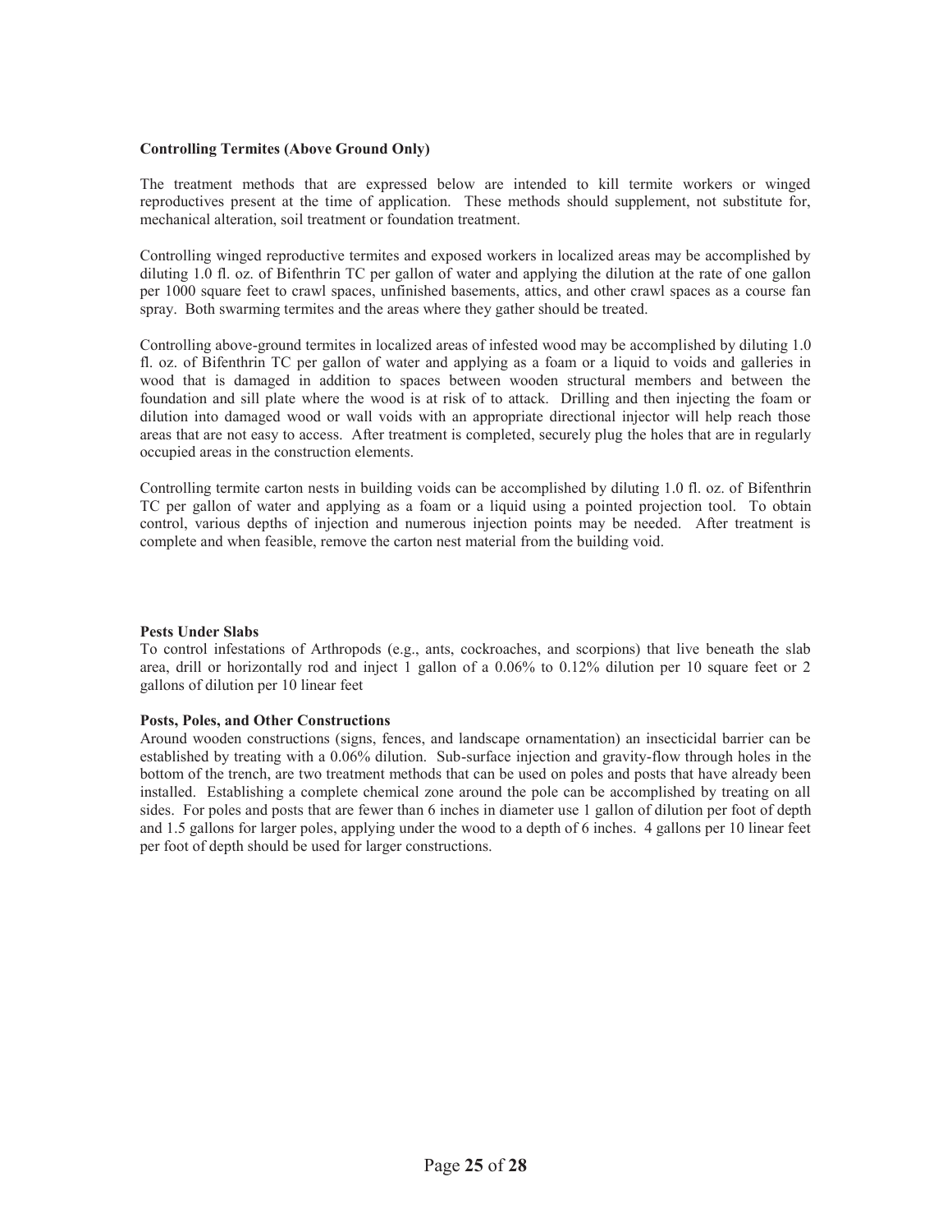**Controlling Termites (Above Ground Only)**

The treatment methods that are expressed below are intended to kill termite workers or winged reproductives present at the time of application. These methods should supplement, not substitute for, mechanical alteration, soil treatment or foundation treatment.

Controlling winged reproductive termites and exposed workers in localized areas may be accomplished by diluting 1.0 fl. oz. of Bifenthrin TC per gallon of water and applying the dilution at the rate of one gallon per 1000 square feet to crawl spaces, unfinished basements, attics, and other crawl spaces as a course fan spray. Both swarming termites and the areas where they gather should be treated.

Controlling above-ground termites in localized areas of infested wood may be accomplished by diluting 1.0 fl. oz. of Bifenthrin TC per gallon of water and applying as a foam or a liquid to voids and galleries in wood that is damaged in addition to spaces between wooden structural members and between the foundation and sill plate where the wood is at risk of to attack. Drilling and then injecting the foam or dilution into damaged wood or wall voids with an appropriate directional injector will help reach those areas that are not easy to access. After treatment is completed, securely plug the holes that are in regularly occupied areas in the construction elements.

Controlling termite carton nests in building voids can be accomplished by diluting 1.0 fl. oz. of Bifenthrin TC per gallon of water and applying as a foam or a liquid using a pointed projection tool. To obtain control, various depths of injection and numerous injection points may be needed. After treatment is complete and when feasible, remove the carton nest material from the building void.

**Pests Under Slabs**

To control infestations of Arthropods (e.g., ants, cockroaches, and scorpions) that live beneath the slab area, drill or horizontally rod and inject 1 gallon of a 0.06% to 0.12% dilution per 10 square feet or 2 gallons of dilution per 10 linear feet

**Posts, Poles, and Other Constructions**

Around wooden constructions (signs, fences, and landscape ornamentation) an insecticidal barrier can be established by treating with a 0.06% dilution. Sub-surface injection and gravity-flow through holes in the bottom of the trench, are two treatment methods that can be used on poles and posts that have already been installed. Establishing a complete chemical zone around the pole can be accomplished by treating on all sides. For poles and posts that are fewer than 6 inches in diameter use 1 gallon of dilution per foot of depth and 1.5 gallons for larger poles, applying under the wood to a depth of 6 inches. 4 gallons per 10 linear feet per foot of depth should be used for larger constructions.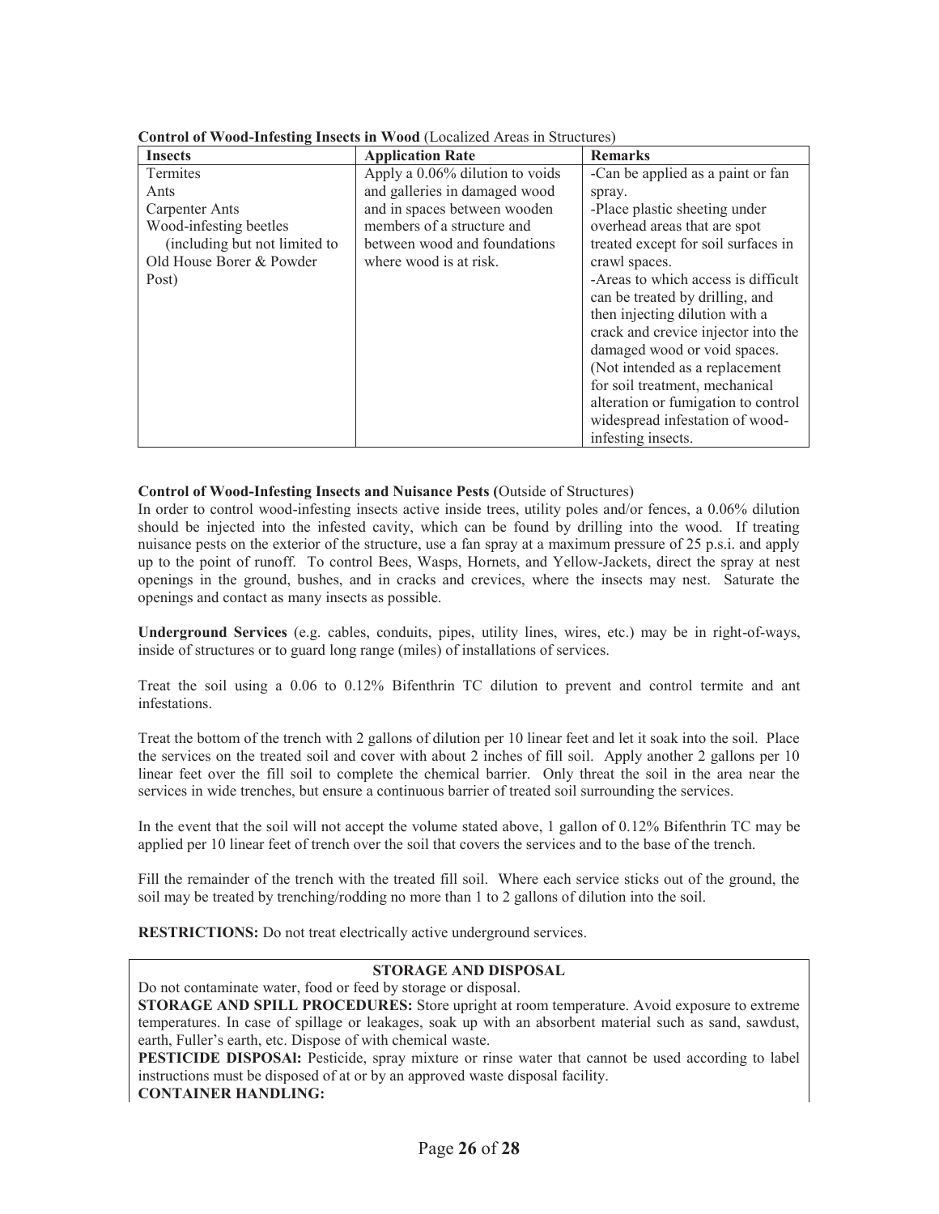**Control of Wood-Infesting Insects in Wood** (Localized Areas in Structures)

| Insects | Application Rate | Remarks |
|---|---|---|
| Termites<br>Ants<br>Carpenter Ants<br>Wood-infesting beetles (including but not limited to Old House Borer & Powder Post) | Apply a 0.06% dilution to voids and galleries in damaged wood and in spaces between wooden members of a structure and between wood and foundations where wood is at risk. | -Can be applied as a paint or fan spray.<br>-Place plastic sheeting under overhead areas that are spot treated except for soil surfaces in crawl spaces.<br>-Areas to which access is difficult can be treated by drilling, and then injecting dilution with a crack and crevice injector into the damaged wood or void spaces.<br>(Not intended as a replacement for soil treatment, mechanical alteration or fumigation to control widespread infestation of wood-infesting insects. |

**Control of Wood-Infesting Insects and Nuisance Pests (**Outside of Structures)

In order to control wood-infesting insects active inside trees, utility poles and/or fences, a 0.06% dilution should be injected into the infested cavity, which can be found by drilling into the wood. If treating nuisance pests on the exterior of the structure, use a fan spray at a maximum pressure of 25 p.s.i. and apply up to the point of runoff. To control Bees, Wasps, Hornets, and Yellow-Jackets, direct the spray at nest openings in the ground, bushes, and in cracks and crevices, where the insects may nest. Saturate the openings and contact as many insects as possible.

**Underground Services** (e.g. cables, conduits, pipes, utility lines, wires, etc.) may be in right-of-ways, inside of structures or to guard long range (miles) of installations of services.

Treat the soil using a 0.06 to 0.12% Bifenthrin TC dilution to prevent and control termite and ant infestations.

Treat the bottom of the trench with 2 gallons of dilution per 10 linear feet and let it soak into the soil. Place the services on the treated soil and cover with about 2 inches of fill soil. Apply another 2 gallons per 10 linear feet over the fill soil to complete the chemical barrier. Only threat the soil in the area near the services in wide trenches, but ensure a continuous barrier of treated soil surrounding the services.

In the event that the soil will not accept the volume stated above, 1 gallon of 0.12% Bifenthrin TC may be applied per 10 linear feet of trench over the soil that covers the services and to the base of the trench.

Fill the remainder of the trench with the treated fill soil. Where each service sticks out of the ground, the soil may be treated by trenching/rodding no more than 1 to 2 gallons of dilution into the soil.

**RESTRICTIONS:** Do not treat electrically active underground services.

**STORAGE AND DISPOSAL**

Do not contaminate water, food or feed by storage or disposal.

**STORAGE AND SPILL PROCEDURES:** Store upright at room temperature. Avoid exposure to extreme temperatures. In case of spillage or leakages, soak up with an absorbent material such as sand, sawdust, earth, Fuller's earth, etc. Dispose of with chemical waste.

**PESTICIDE DISPOSAl:** Pesticide, spray mixture or rinse water that cannot be used according to label instructions must be disposed of at or by an approved waste disposal facility.

**CONTAINER HANDLING:**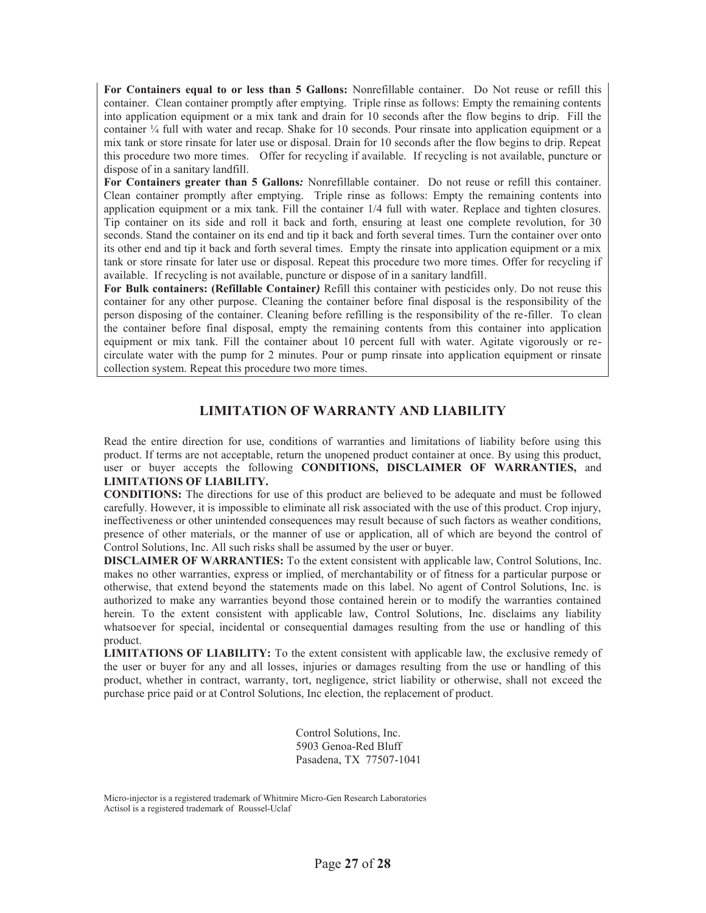**For Containers equal to or less than 5 Gallons:** Nonrefillable container. Do Not reuse or refill this container. Clean container promptly after emptying. Triple rinse as follows: Empty the remaining contents into application equipment or a mix tank and drain for 10 seconds after the flow begins to drip. Fill the container ¼ full with water and recap. Shake for 10 seconds. Pour rinsate into application equipment or a mix tank or store rinsate for later use or disposal. Drain for 10 seconds after the flow begins to drip. Repeat this procedure two more times. Offer for recycling if available. If recycling is not available, puncture or dispose of in a sanitary landfill.

**For Containers greater than 5 Gallons*:*** Nonrefillable container. Do not reuse or refill this container. Clean container promptly after emptying. Triple rinse as follows: Empty the remaining contents into application equipment or a mix tank. Fill the container 1/4 full with water. Replace and tighten closures. Tip container on its side and roll it back and forth, ensuring at least one complete revolution, for 30 seconds. Stand the container on its end and tip it back and forth several times. Turn the container over onto its other end and tip it back and forth several times. Empty the rinsate into application equipment or a mix tank or store rinsate for later use or disposal. Repeat this procedure two more times. Offer for recycling if available. If recycling is not available, puncture or dispose of in a sanitary landfill.

**For Bulk containers: (Refillable Container*)*** Refill this container with pesticides only. Do not reuse this container for any other purpose. Cleaning the container before final disposal is the responsibility of the person disposing of the container. Cleaning before refilling is the responsibility of the re-filler. To clean the container before final disposal, empty the remaining contents from this container into application equipment or mix tank. Fill the container about 10 percent full with water. Agitate vigorously or re-circulate water with the pump for 2 minutes. Pour or pump rinsate into application equipment or rinsate collection system. Repeat this procedure two more times.

## LIMITATION OF WARRANTY AND LIABILITY

Read the entire direction for use, conditions of warranties and limitations of liability before using this product. If terms are not acceptable, return the unopened product container at once. By using this product, user or buyer accepts the following **CONDITIONS, DISCLAIMER OF WARRANTIES,** and **LIMITATIONS OF LIABILITY.**

**CONDITIONS:** The directions for use of this product are believed to be adequate and must be followed carefully. However, it is impossible to eliminate all risk associated with the use of this product. Crop injury, ineffectiveness or other unintended consequences may result because of such factors as weather conditions, presence of other materials, or the manner of use or application, all of which are beyond the control of Control Solutions, Inc. All such risks shall be assumed by the user or buyer.

**DISCLAIMER OF WARRANTIES:** To the extent consistent with applicable law, Control Solutions, Inc. makes no other warranties, express or implied, of merchantability or of fitness for a particular purpose or otherwise, that extend beyond the statements made on this label. No agent of Control Solutions, Inc. is authorized to make any warranties beyond those contained herein or to modify the warranties contained herein. To the extent consistent with applicable law, Control Solutions, Inc. disclaims any liability whatsoever for special, incidental or consequential damages resulting from the use or handling of this product.

**LIMITATIONS OF LIABILITY:** To the extent consistent with applicable law, the exclusive remedy of the user or buyer for any and all losses, injuries or damages resulting from the use or handling of this product, whether in contract, warranty, tort, negligence, strict liability or otherwise, shall not exceed the purchase price paid or at Control Solutions, Inc election, the replacement of product.

Control Solutions, Inc.
5903 Genoa-Red Bluff
Pasadena, TX 77507-1041

Micro-injector is a registered trademark of Whitmire Micro-Gen Research Laboratories
Actisol is a registered trademark of Roussel-Uclaf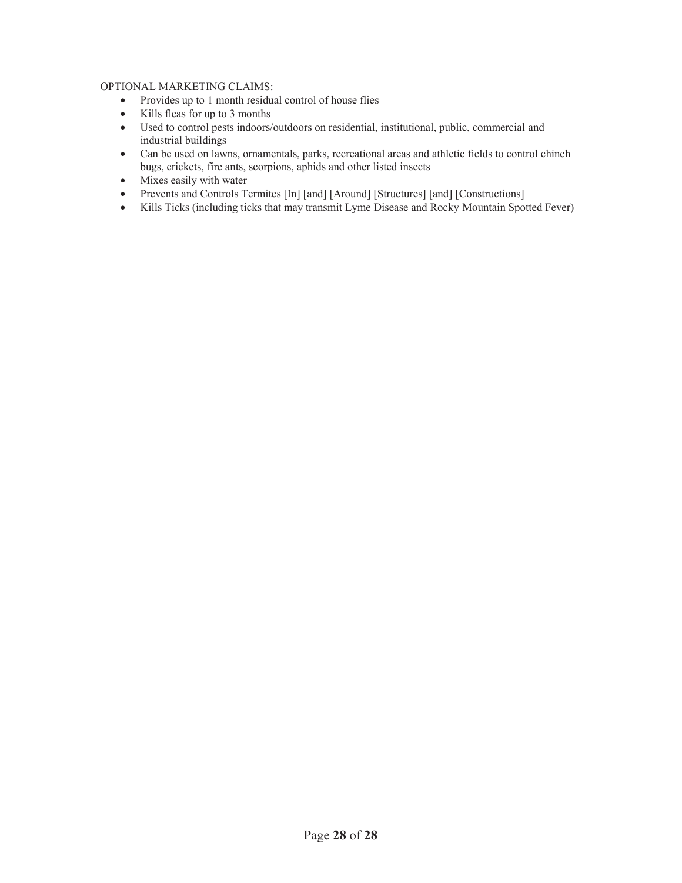OPTIONAL MARKETING CLAIMS:

- Provides up to 1 month residual control of house flies
- Kills fleas for up to 3 months
- Used to control pests indoors/outdoors on residential, institutional, public, commercial and industrial buildings
- Can be used on lawns, ornamentals, parks, recreational areas and athletic fields to control chinch bugs, crickets, fire ants, scorpions, aphids and other listed insects
- Mixes easily with water
- Prevents and Controls Termites [In] [and] [Around] [Structures] [and] [Constructions]
- Kills Ticks (including ticks that may transmit Lyme Disease and Rocky Mountain Spotted Fever)